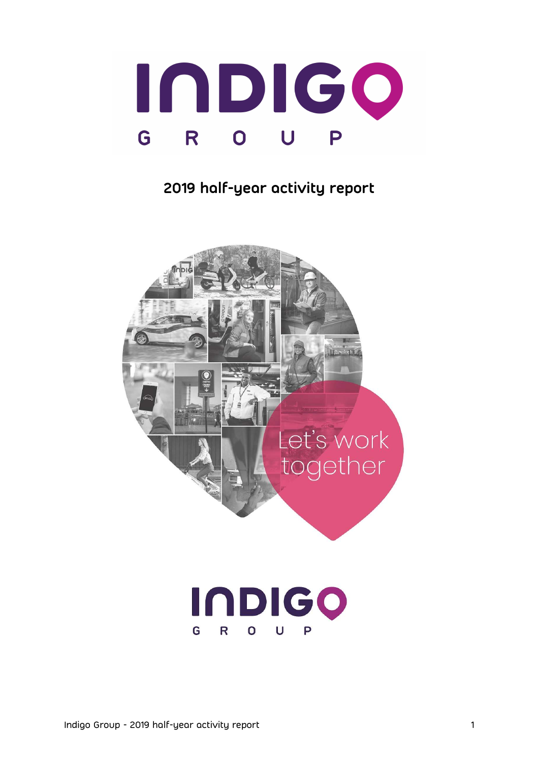# INDIGO GROUP

## 2019 half-year activity report

Let's work together

INDIGO GROUP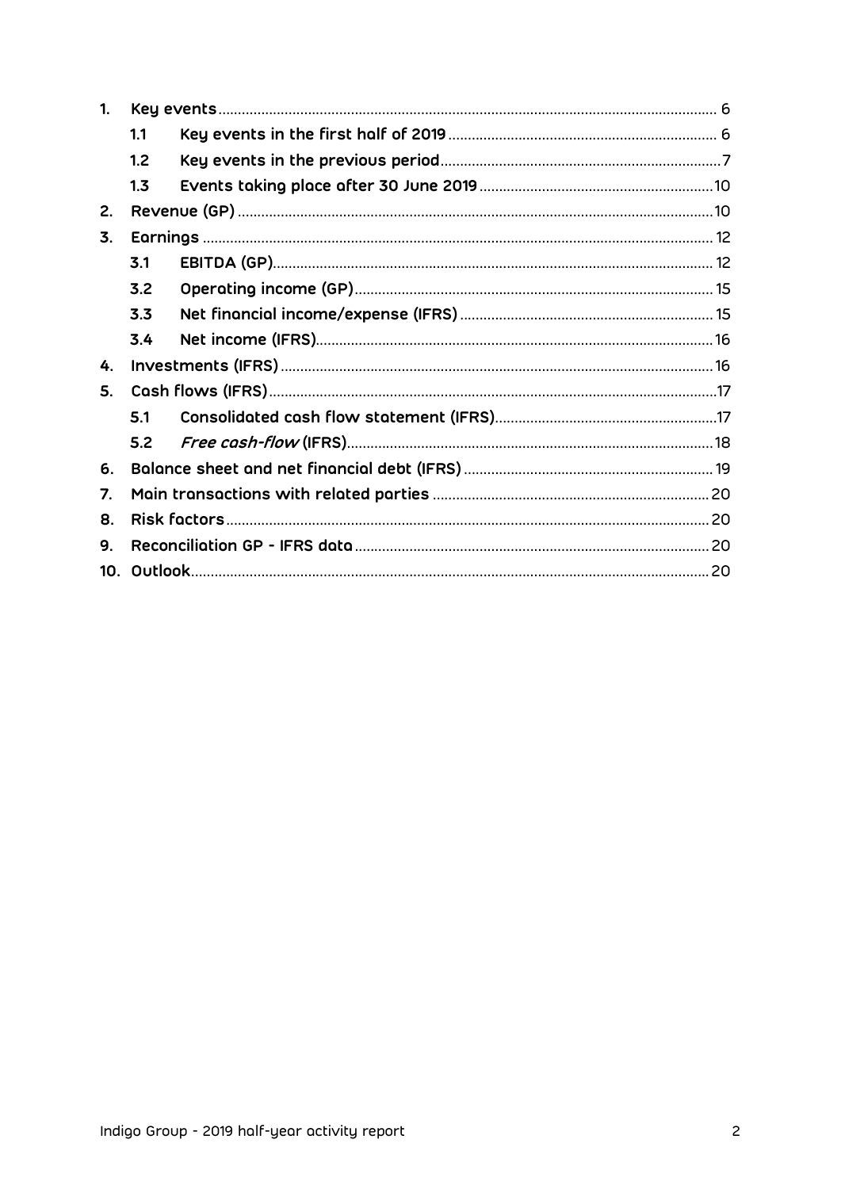| | | |
|---|---|---|
| **1.** | **Key events** | 6 |
| | **1.1 Key events in the first half of 2019** | 6 |
| | **1.2 Key events in the previous period** | 7 |
| | **1.3 Events taking place after 30 June 2019** | 10 |
| **2.** | **Revenue (GP)** | 10 |
| **3.** | **Earnings** | 12 |
| | **3.1 EBITDA (GP)** | 12 |
| | **3.2 Operating income (GP)** | 15 |
| | **3.3 Net financial income/expense (IFRS)** | 15 |
| | **3.4 Net income (IFRS)** | 16 |
| **4.** | **Investments (IFRS)** | 16 |
| **5.** | **Cash flows (IFRS)** | 17 |
| | **5.1 Consolidated cash flow statement (IFRS)** | 17 |
| | **5.2 *Free cash-flow* (IFRS)** | 18 |
| **6.** | **Balance sheet and net financial debt (IFRS)** | 19 |
| **7.** | **Main transactions with related parties** | 20 |
| **8.** | **Risk factors** | 20 |
| **9.** | **Reconciliation GP - IFRS data** | 20 |
| **10.** | **Outlook** | 20 |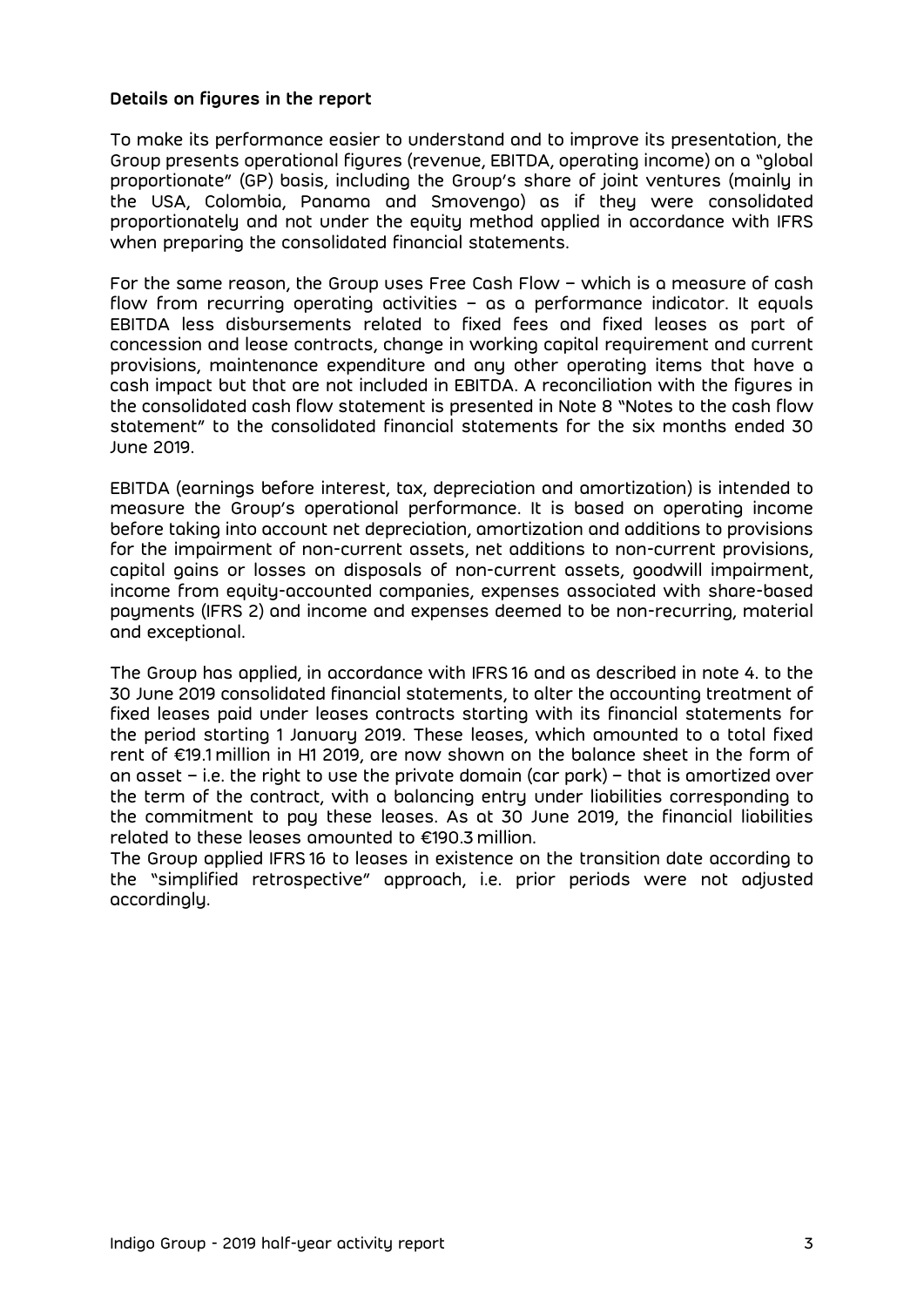## Details on figures in the report

To make its performance easier to understand and to improve its presentation, the Group presents operational figures (revenue, EBITDA, operating income) on a "global proportionate" (GP) basis, including the Group's share of joint ventures (mainly in the USA, Colombia, Panama and Smovengo) as if they were consolidated proportionately and not under the equity method applied in accordance with IFRS when preparing the consolidated financial statements.

For the same reason, the Group uses Free Cash Flow – which is a measure of cash flow from recurring operating activities – as a performance indicator. It equals EBITDA less disbursements related to fixed fees and fixed leases as part of concession and lease contracts, change in working capital requirement and current provisions, maintenance expenditure and any other operating items that have a cash impact but that are not included in EBITDA. A reconciliation with the figures in the consolidated cash flow statement is presented in Note 8 "Notes to the cash flow statement" to the consolidated financial statements for the six months ended 30 June 2019.

EBITDA (earnings before interest, tax, depreciation and amortization) is intended to measure the Group's operational performance. It is based on operating income before taking into account net depreciation, amortization and additions to provisions for the impairment of non-current assets, net additions to non-current provisions, capital gains or losses on disposals of non-current assets, goodwill impairment, income from equity-accounted companies, expenses associated with share-based payments (IFRS 2) and income and expenses deemed to be non-recurring, material and exceptional.

The Group has applied, in accordance with IFRS 16 and as described in note 4. to the 30 June 2019 consolidated financial statements, to alter the accounting treatment of fixed leases paid under leases contracts starting with its financial statements for the period starting 1 January 2019. These leases, which amounted to a total fixed rent of €19.1 million in H1 2019, are now shown on the balance sheet in the form of an asset – i.e. the right to use the private domain (car park) – that is amortized over the term of the contract, with a balancing entry under liabilities corresponding to the commitment to pay these leases. As at 30 June 2019, the financial liabilities related to these leases amounted to €190.3 million.

The Group applied IFRS 16 to leases in existence on the transition date according to the "simplified retrospective" approach, i.e. prior periods were not adjusted accordingly.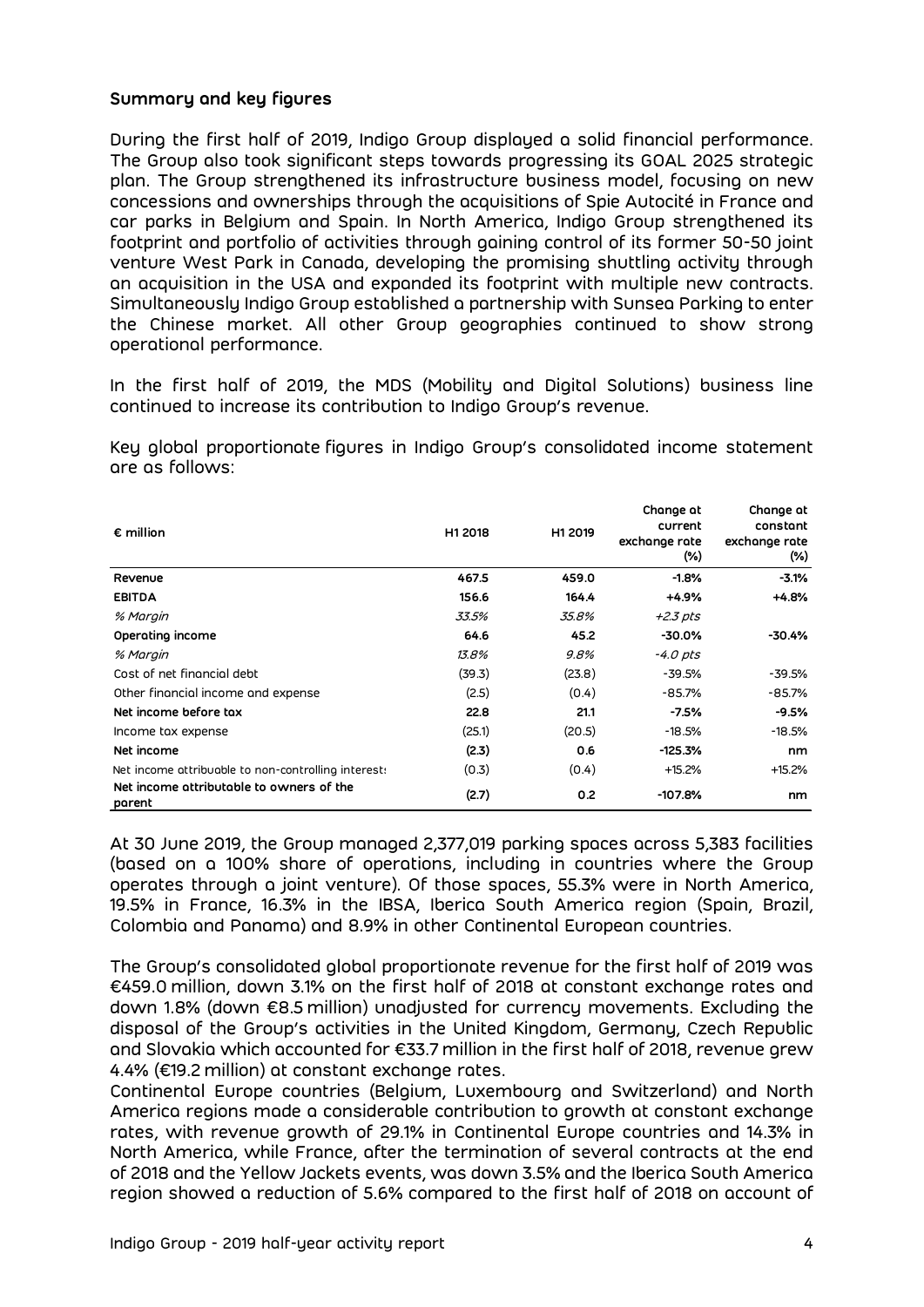## Summary and key figures

During the first half of 2019, Indigo Group displayed a solid financial performance. The Group also took significant steps towards progressing its GOAL 2025 strategic plan. The Group strengthened its infrastructure business model, focusing on new concessions and ownerships through the acquisitions of Spie Autocité in France and car parks in Belgium and Spain. In North America, Indigo Group strengthened its footprint and portfolio of activities through gaining control of its former 50-50 joint venture West Park in Canada, developing the promising shuttling activity through an acquisition in the USA and expanded its footprint with multiple new contracts. Simultaneously Indigo Group established a partnership with Sunsea Parking to enter the Chinese market. All other Group geographies continued to show strong operational performance.

In the first half of 2019, the MDS (Mobility and Digital Solutions) business line continued to increase its contribution to Indigo Group's revenue.

Key global proportionate figures in Indigo Group's consolidated income statement are as follows:

| € million | H1 2018 | H1 2019 | Change at current exchange rate (%) | Change at constant exchange rate (%) |
|---|---|---|---|---|
| **Revenue** | **467.5** | **459.0** | **-1.8%** | **-3.1%** |
| **EBITDA** | **156.6** | **164.4** | **+4.9%** | **+4.8%** |
| *% Margin* | *33.5%* | *35.8%* | *+2.3 pts* | |
| **Operating income** | **64.6** | **45.2** | **-30.0%** | **-30.4%** |
| *% Margin* | *13.8%* | *9.8%* | *-4.0 pts* | |
| Cost of net financial debt | (39.3) | (23.8) | -39.5% | -39.5% |
| Other financial income and expense | (2.5) | (0.4) | -85.7% | -85.7% |
| **Net income before tax** | **22.8** | **21.1** | **-7.5%** | **-9.5%** |
| Income tax expense | (25.1) | (20.5) | -18.5% | -18.5% |
| **Net income** | **(2.3)** | **0.6** | **-125.3%** | **nm** |
| Net income attribuable to non-controlling interests | (0.3) | (0.4) | +15.2% | +15.2% |
| **Net income attributable to owners of the parent** | **(2.7)** | **0.2** | **-107.8%** | **nm** |

At 30 June 2019, the Group managed 2,377,019 parking spaces across 5,383 facilities (based on a 100% share of operations, including in countries where the Group operates through a joint venture). Of those spaces, 55.3% were in North America, 19.5% in France, 16.3% in the IBSA, Iberica South America region (Spain, Brazil, Colombia and Panama) and 8.9% in other Continental European countries.

The Group's consolidated global proportionate revenue for the first half of 2019 was €459.0 million, down 3.1% on the first half of 2018 at constant exchange rates and down 1.8% (down €8.5 million) unadjusted for currency movements. Excluding the disposal of the Group's activities in the United Kingdom, Germany, Czech Republic and Slovakia which accounted for €33.7 million in the first half of 2018, revenue grew 4.4% (€19.2 million) at constant exchange rates.

Continental Europe countries (Belgium, Luxembourg and Switzerland) and North America regions made a considerable contribution to growth at constant exchange rates, with revenue growth of 29.1% in Continental Europe countries and 14.3% in North America, while France, after the termination of several contracts at the end of 2018 and the Yellow Jackets events, was down 3.5% and the Iberica South America region showed a reduction of 5.6% compared to the first half of 2018 on account of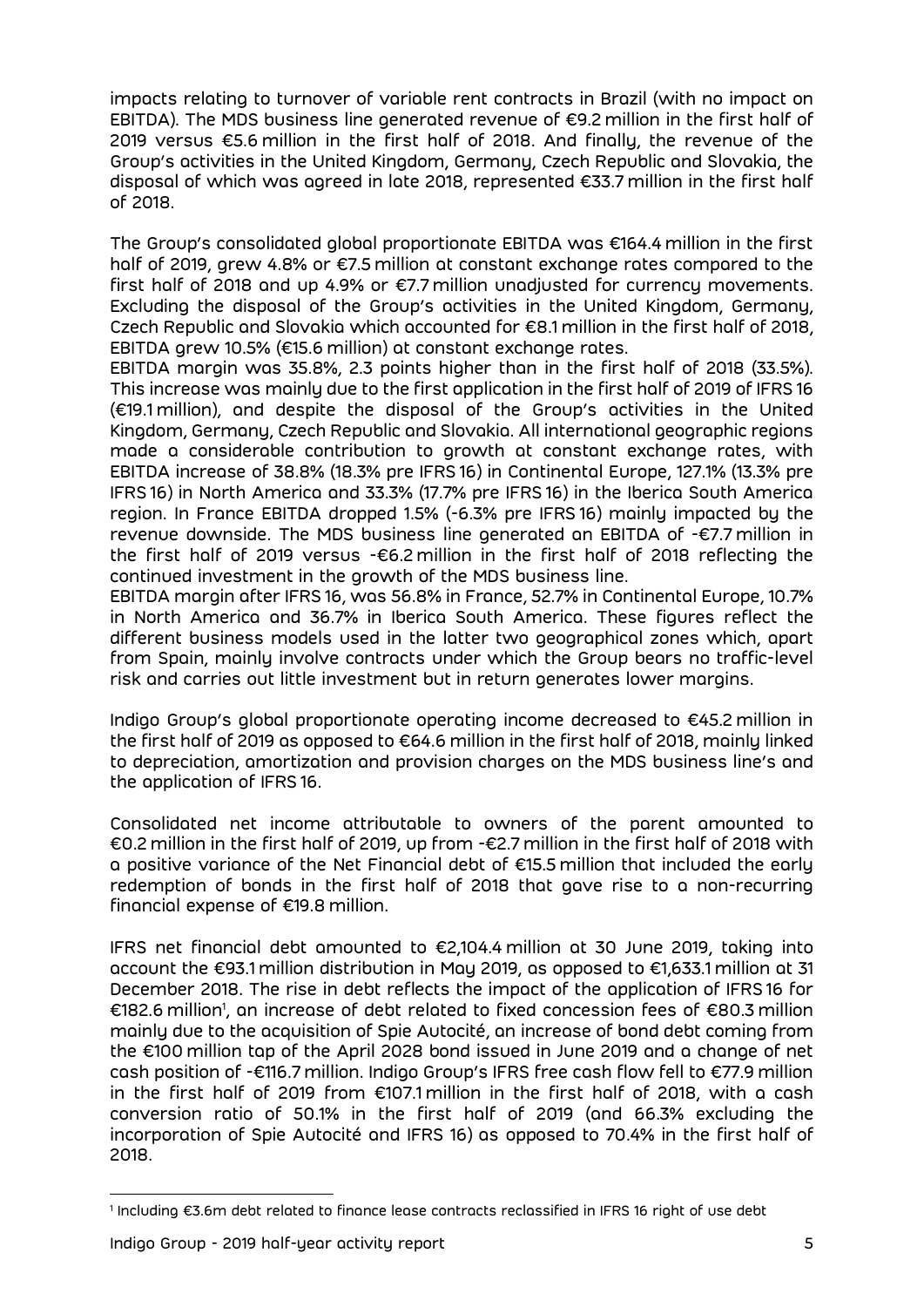impacts relating to turnover of variable rent contracts in Brazil (with no impact on EBITDA). The MDS business line generated revenue of €9.2 million in the first half of 2019 versus €5.6 million in the first half of 2018. And finally, the revenue of the Group's activities in the United Kingdom, Germany, Czech Republic and Slovakia, the disposal of which was agreed in late 2018, represented €33.7 million in the first half of 2018.

The Group's consolidated global proportionate EBITDA was €164.4 million in the first half of 2019, grew 4.8% or €7.5 million at constant exchange rates compared to the first half of 2018 and up 4.9% or €7.7 million unadjusted for currency movements. Excluding the disposal of the Group's activities in the United Kingdom, Germany, Czech Republic and Slovakia which accounted for €8.1 million in the first half of 2018, EBITDA grew 10.5% (€15.6 million) at constant exchange rates.

EBITDA margin was 35.8%, 2.3 points higher than in the first half of 2018 (33.5%). This increase was mainly due to the first application in the first half of 2019 of IFRS 16 (€19.1 million), and despite the disposal of the Group's activities in the United Kingdom, Germany, Czech Republic and Slovakia. All international geographic regions made a considerable contribution to growth at constant exchange rates, with EBITDA increase of 38.8% (18.3% pre IFRS 16) in Continental Europe, 127.1% (13.3% pre IFRS 16) in North America and 33.3% (17.7% pre IFRS 16) in the Iberica South America region. In France EBITDA dropped 1.5% (-6.3% pre IFRS 16) mainly impacted by the revenue downside. The MDS business line generated an EBITDA of -€7.7 million in the first half of 2019 versus -€6.2 million in the first half of 2018 reflecting the continued investment in the growth of the MDS business line.

EBITDA margin after IFRS 16, was 56.8% in France, 52.7% in Continental Europe, 10.7% in North America and 36.7% in Iberica South America. These figures reflect the different business models used in the latter two geographical zones which, apart from Spain, mainly involve contracts under which the Group bears no traffic-level risk and carries out little investment but in return generates lower margins.

Indigo Group's global proportionate operating income decreased to €45.2 million in the first half of 2019 as opposed to €64.6 million in the first half of 2018, mainly linked to depreciation, amortization and provision charges on the MDS business line's and the application of IFRS 16.

Consolidated net income attributable to owners of the parent amounted to €0.2 million in the first half of 2019, up from -€2.7 million in the first half of 2018 with a positive variance of the Net Financial debt of €15.5 million that included the early redemption of bonds in the first half of 2018 that gave rise to a non-recurring financial expense of €19.8 million.

IFRS net financial debt amounted to €2,104.4 million at 30 June 2019, taking into account the €93.1 million distribution in May 2019, as opposed to €1,633.1 million at 31 December 2018. The rise in debt reflects the impact of the application of IFRS 16 for €182.6 million[1], an increase of debt related to fixed concession fees of €80.3 million mainly due to the acquisition of Spie Autocité, an increase of bond debt coming from the €100 million tap of the April 2028 bond issued in June 2019 and a change of net cash position of -€116.7 million. Indigo Group's IFRS free cash flow fell to €77.9 million in the first half of 2019 from €107.1 million in the first half of 2018, with a cash conversion ratio of 50.1% in the first half of 2019 (and 66.3% excluding the incorporation of Spie Autocité and IFRS 16) as opposed to 70.4% in the first half of 2018.

[1] Including €3.6m debt related to finance lease contracts reclassified in IFRS 16 right of use debt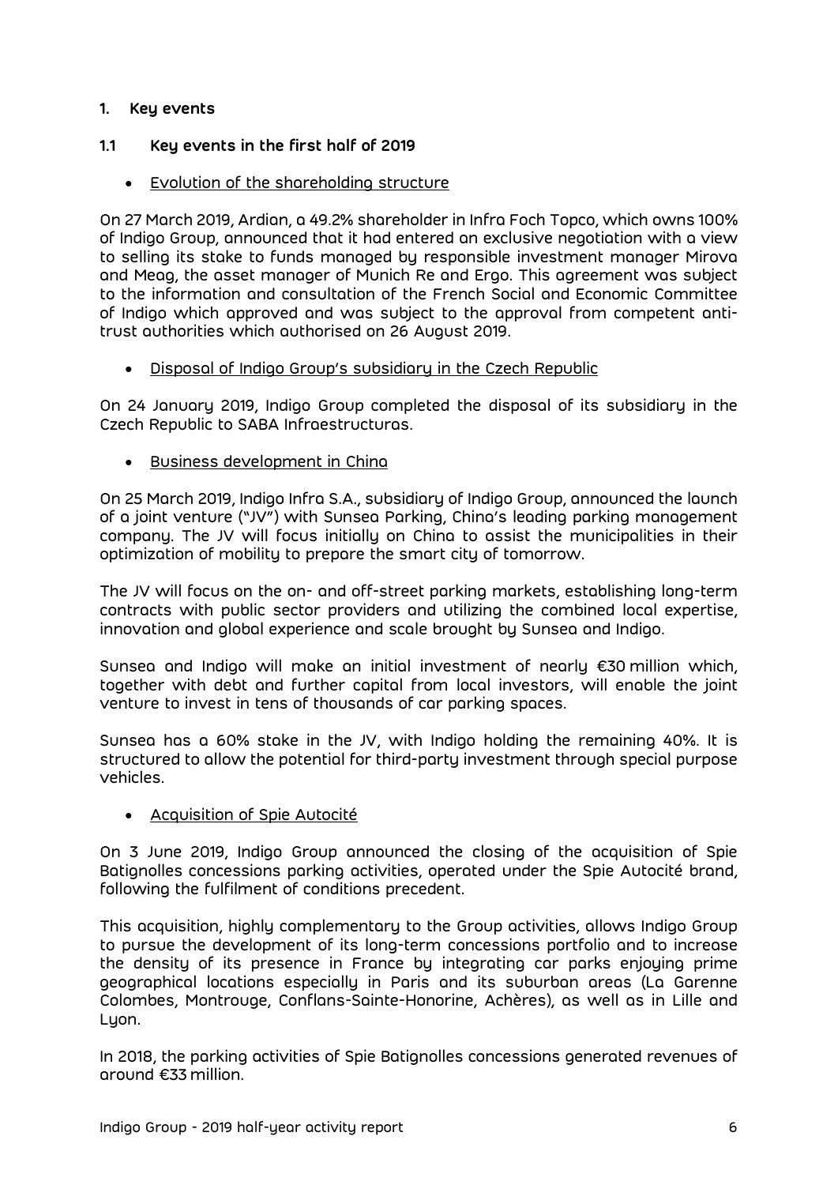# 1. Key events

## 1.1 Key events in the first half of 2019

- Evolution of the shareholding structure

On 27 March 2019, Ardian, a 49.2% shareholder in Infra Foch Topco, which owns 100% of Indigo Group, announced that it had entered an exclusive negotiation with a view to selling its stake to funds managed by responsible investment manager Mirova and Meag, the asset manager of Munich Re and Ergo. This agreement was subject to the information and consultation of the French Social and Economic Committee of Indigo which approved and was subject to the approval from competent anti-trust authorities which authorised on 26 August 2019.

- Disposal of Indigo Group's subsidiary in the Czech Republic

On 24 January 2019, Indigo Group completed the disposal of its subsidiary in the Czech Republic to SABA Infraestructuras.

- Business development in China

On 25 March 2019, Indigo Infra S.A., subsidiary of Indigo Group, announced the launch of a joint venture ("JV") with Sunsea Parking, China's leading parking management company. The JV will focus initially on China to assist the municipalities in their optimization of mobility to prepare the smart city of tomorrow.

The JV will focus on the on- and off-street parking markets, establishing long-term contracts with public sector providers and utilizing the combined local expertise, innovation and global experience and scale brought by Sunsea and Indigo.

Sunsea and Indigo will make an initial investment of nearly €30 million which, together with debt and further capital from local investors, will enable the joint venture to invest in tens of thousands of car parking spaces.

Sunsea has a 60% stake in the JV, with Indigo holding the remaining 40%. It is structured to allow the potential for third-party investment through special purpose vehicles.

- Acquisition of Spie Autocité

On 3 June 2019, Indigo Group announced the closing of the acquisition of Spie Batignolles concessions parking activities, operated under the Spie Autocité brand, following the fulfilment of conditions precedent.

This acquisition, highly complementary to the Group activities, allows Indigo Group to pursue the development of its long-term concessions portfolio and to increase the density of its presence in France by integrating car parks enjoying prime geographical locations especially in Paris and its suburban areas (La Garenne Colombes, Montrouge, Conflans-Sainte-Honorine, Achères), as well as in Lille and Lyon.

In 2018, the parking activities of Spie Batignolles concessions generated revenues of around €33 million.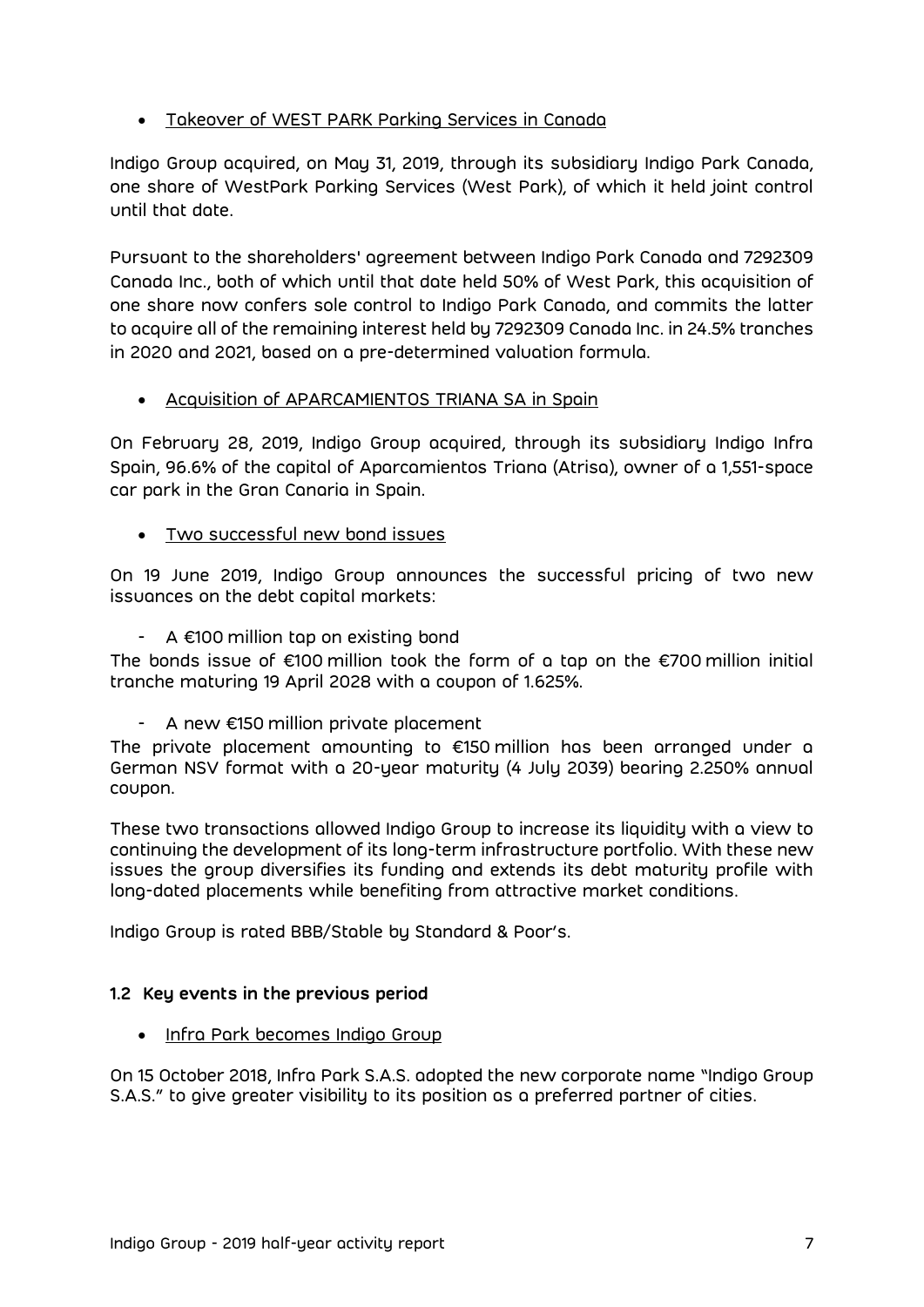- Takeover of WEST PARK Parking Services in Canada

Indigo Group acquired, on May 31, 2019, through its subsidiary Indigo Park Canada, one share of WestPark Parking Services (West Park), of which it held joint control until that date.

Pursuant to the shareholders' agreement between Indigo Park Canada and 7292309 Canada Inc., both of which until that date held 50% of West Park, this acquisition of one share now confers sole control to Indigo Park Canada, and commits the latter to acquire all of the remaining interest held by 7292309 Canada Inc. in 24.5% tranches in 2020 and 2021, based on a pre-determined valuation formula.

- Acquisition of APARCAMIENTOS TRIANA SA in Spain

On February 28, 2019, Indigo Group acquired, through its subsidiary Indigo Infra Spain, 96.6% of the capital of Aparcamientos Triana (Atrisa), owner of a 1,551-space car park in the Gran Canaria in Spain.

- Two successful new bond issues

On 19 June 2019, Indigo Group announces the successful pricing of two new issuances on the debt capital markets:

- A €100 million tap on existing bond

The bonds issue of €100 million took the form of a tap on the €700 million initial tranche maturing 19 April 2028 with a coupon of 1.625%.

- A new €150 million private placement

The private placement amounting to €150 million has been arranged under a German NSV format with a 20-year maturity (4 July 2039) bearing 2.250% annual coupon.

These two transactions allowed Indigo Group to increase its liquidity with a view to continuing the development of its long-term infrastructure portfolio. With these new issues the group diversifies its funding and extends its debt maturity profile with long-dated placements while benefiting from attractive market conditions.

Indigo Group is rated BBB/Stable by Standard & Poor's.

### 1.2 Key events in the previous period

- Infra Park becomes Indigo Group

On 15 October 2018, Infra Park S.A.S. adopted the new corporate name "Indigo Group S.A.S." to give greater visibility to its position as a preferred partner of cities.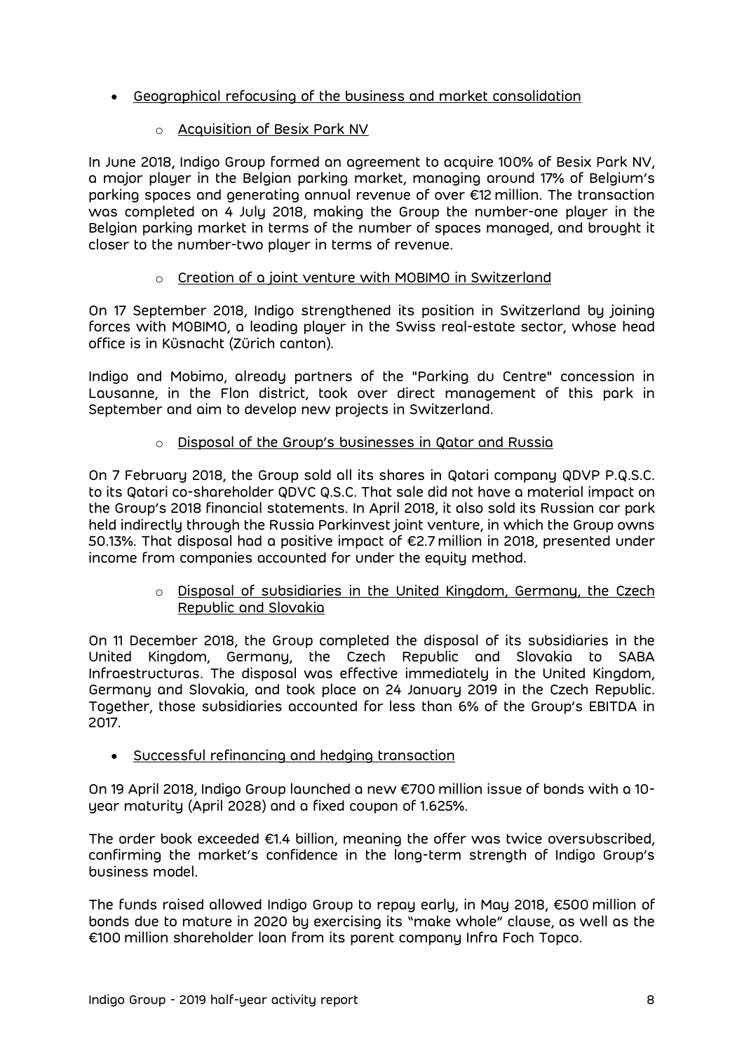- Geographical refocusing of the business and market consolidation

    - Acquisition of Besix Park NV

In June 2018, Indigo Group formed an agreement to acquire 100% of Besix Park NV, a major player in the Belgian parking market, managing around 17% of Belgium's parking spaces and generating annual revenue of over €12 million. The transaction was completed on 4 July 2018, making the Group the number-one player in the Belgian parking market in terms of the number of spaces managed, and brought it closer to the number-two player in terms of revenue.

- Creation of a joint venture with MOBIMO in Switzerland

On 17 September 2018, Indigo strengthened its position in Switzerland by joining forces with MOBIMO, a leading player in the Swiss real-estate sector, whose head office is in Küsnacht (Zürich canton).

Indigo and Mobimo, already partners of the "Parking du Centre" concession in Lausanne, in the Flon district, took over direct management of this park in September and aim to develop new projects in Switzerland.

- Disposal of the Group's businesses in Qatar and Russia

On 7 February 2018, the Group sold all its shares in Qatari company QDVP P.Q.S.C. to its Qatari co-shareholder QDVC Q.S.C. That sale did not have a material impact on the Group's 2018 financial statements. In April 2018, it also sold its Russian car park held indirectly through the Russia Parkinvest joint venture, in which the Group owns 50.13%. That disposal had a positive impact of €2.7 million in 2018, presented under income from companies accounted for under the equity method.

- Disposal of subsidiaries in the United Kingdom, Germany, the Czech Republic and Slovakia

On 11 December 2018, the Group completed the disposal of its subsidiaries in the United Kingdom, Germany, the Czech Republic and Slovakia to SABA Infraestructuras. The disposal was effective immediately in the United Kingdom, Germany and Slovakia, and took place on 24 January 2019 in the Czech Republic. Together, those subsidiaries accounted for less than 6% of the Group's EBITDA in 2017.

- Successful refinancing and hedging transaction

On 19 April 2018, Indigo Group launched a new €700 million issue of bonds with a 10-year maturity (April 2028) and a fixed coupon of 1.625%.

The order book exceeded €1.4 billion, meaning the offer was twice oversubscribed, confirming the market's confidence in the long-term strength of Indigo Group's business model.

The funds raised allowed Indigo Group to repay early, in May 2018, €500 million of bonds due to mature in 2020 by exercising its "make whole" clause, as well as the €100 million shareholder loan from its parent company Infra Foch Topco.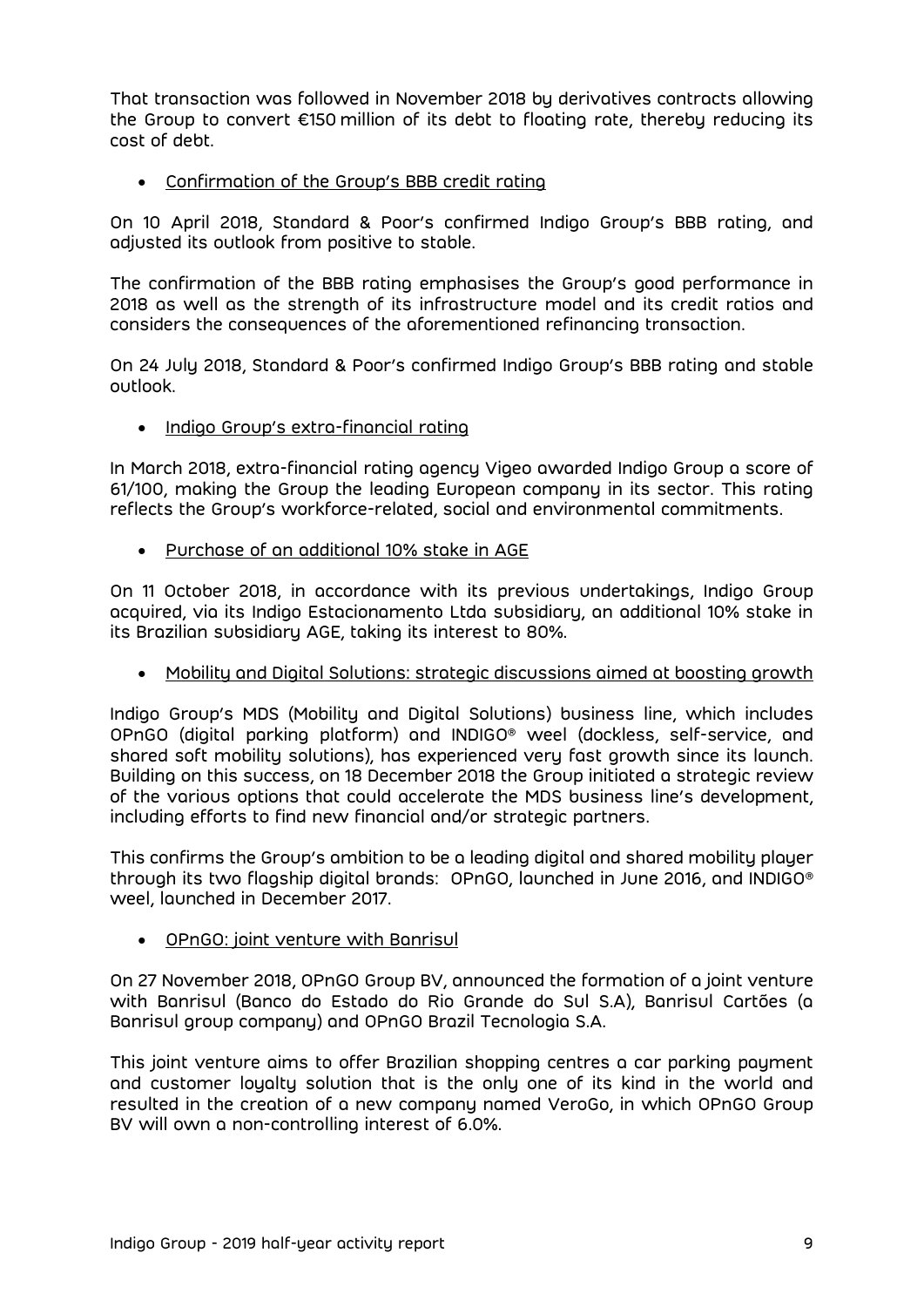That transaction was followed in November 2018 by derivatives contracts allowing the Group to convert €150 million of its debt to floating rate, thereby reducing its cost of debt.

- Confirmation of the Group's BBB credit rating

On 10 April 2018, Standard & Poor's confirmed Indigo Group's BBB rating, and adjusted its outlook from positive to stable.

The confirmation of the BBB rating emphasises the Group's good performance in 2018 as well as the strength of its infrastructure model and its credit ratios and considers the consequences of the aforementioned refinancing transaction.

On 24 July 2018, Standard & Poor's confirmed Indigo Group's BBB rating and stable outlook.

- Indigo Group's extra-financial rating

In March 2018, extra-financial rating agency Vigeo awarded Indigo Group a score of 61/100, making the Group the leading European company in its sector. This rating reflects the Group's workforce-related, social and environmental commitments.

- Purchase of an additional 10% stake in AGE

On 11 October 2018, in accordance with its previous undertakings, Indigo Group acquired, via its Indigo Estacionamento Ltda subsidiary, an additional 10% stake in its Brazilian subsidiary AGE, taking its interest to 80%.

- Mobility and Digital Solutions: strategic discussions aimed at boosting growth

Indigo Group's MDS (Mobility and Digital Solutions) business line, which includes OPnGO (digital parking platform) and INDIGO® weel (dockless, self-service, and shared soft mobility solutions), has experienced very fast growth since its launch. Building on this success, on 18 December 2018 the Group initiated a strategic review of the various options that could accelerate the MDS business line's development, including efforts to find new financial and/or strategic partners.

This confirms the Group's ambition to be a leading digital and shared mobility player through its two flagship digital brands: OPnGO, launched in June 2016, and INDIGO® weel, launched in December 2017.

- OPnGO: joint venture with Banrisul

On 27 November 2018, OPnGO Group BV, announced the formation of a joint venture with Banrisul (Banco do Estado do Rio Grande do Sul S.A), Banrisul Cartões (a Banrisul group company) and OPnGO Brazil Tecnologia S.A.

This joint venture aims to offer Brazilian shopping centres a car parking payment and customer loyalty solution that is the only one of its kind in the world and resulted in the creation of a new company named VeroGo, in which OPnGO Group BV will own a non-controlling interest of 6.0%.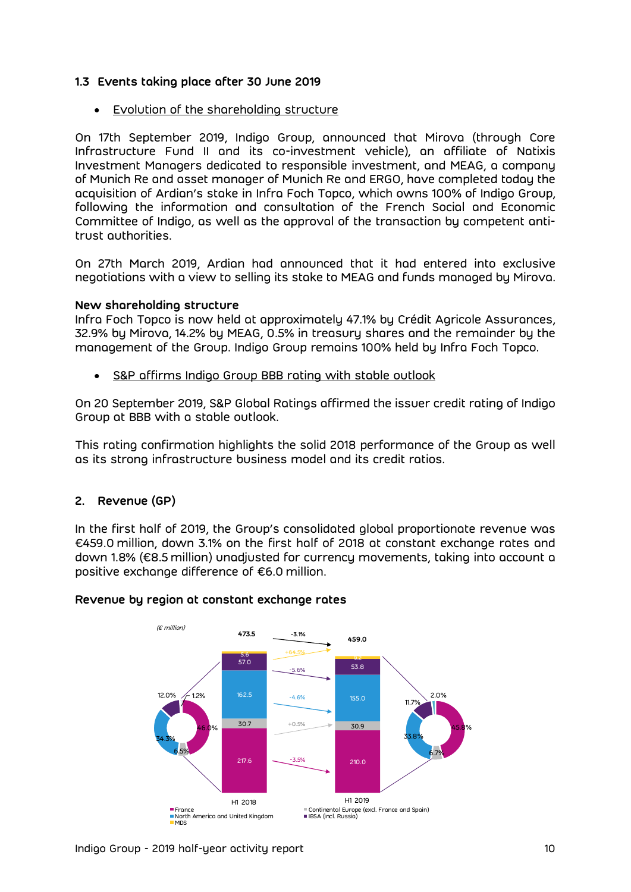### 1.3 Events taking place after 30 June 2019

- Evolution of the shareholding structure

On 17th September 2019, Indigo Group, announced that Mirova (through Core Infrastructure Fund II and its co-investment vehicle), an affiliate of Natixis Investment Managers dedicated to responsible investment, and MEAG, a company of Munich Re and asset manager of Munich Re and ERGO, have completed today the acquisition of Ardian's stake in Infra Foch Topco, which owns 100% of Indigo Group, following the information and consultation of the French Social and Economic Committee of Indigo, as well as the approval of the transaction by competent anti-trust authorities.

On 27th March 2019, Ardian had announced that it had entered into exclusive negotiations with a view to selling its stake to MEAG and funds managed by Mirova.

**New shareholding structure**
Infra Foch Topco is now held at approximately 47.1% by Crédit Agricole Assurances, 32.9% by Mirova, 14.2% by MEAG, 0.5% in treasury shares and the remainder by the management of the Group. Indigo Group remains 100% held by Infra Foch Topco.

- S&P affirms Indigo Group BBB rating with stable outlook

On 20 September 2019, S&P Global Ratings affirmed the issuer credit rating of Indigo Group at BBB with a stable outlook.

This rating confirmation highlights the solid 2018 performance of the Group as well as its strong infrastructure business model and its credit ratios.

## 2. Revenue (GP)

In the first half of 2019, the Group's consolidated global proportionate revenue was €459.0 million, down 3.1% on the first half of 2018 at constant exchange rates and down 1.8% (€8.5 million) unadjusted for currency movements, taking into account a positive exchange difference of €6.0 million.

**Revenue by region at constant exchange rates**

*(€ million)*

| Region | H1 2018 | Share H1 2018 | Change | H1 2019 | Share H1 2019 |
|---|---|---|---|---|---|
| France | 217.6 | 46.0% | -3.5% | 210.0 | 45.8% |
| Continental Europe (excl. France and Spain) | 30.7 | 6.5% | +0.5% | 30.9 | 6.7% |
| North America and United Kingdom | 162.5 | 34.3% | -4.6% | 155.0 | 33.8% |
| IBSA (incl. Russia) | 57.0 | 12.0% | -5.6% | 53.8 | 11.7% |
| MDS | 5.6 | 1.2% | +64.5% | 9.2 | 2.0% |
| **Total** | **473.5** | | **-3.1%** | **459.0** | |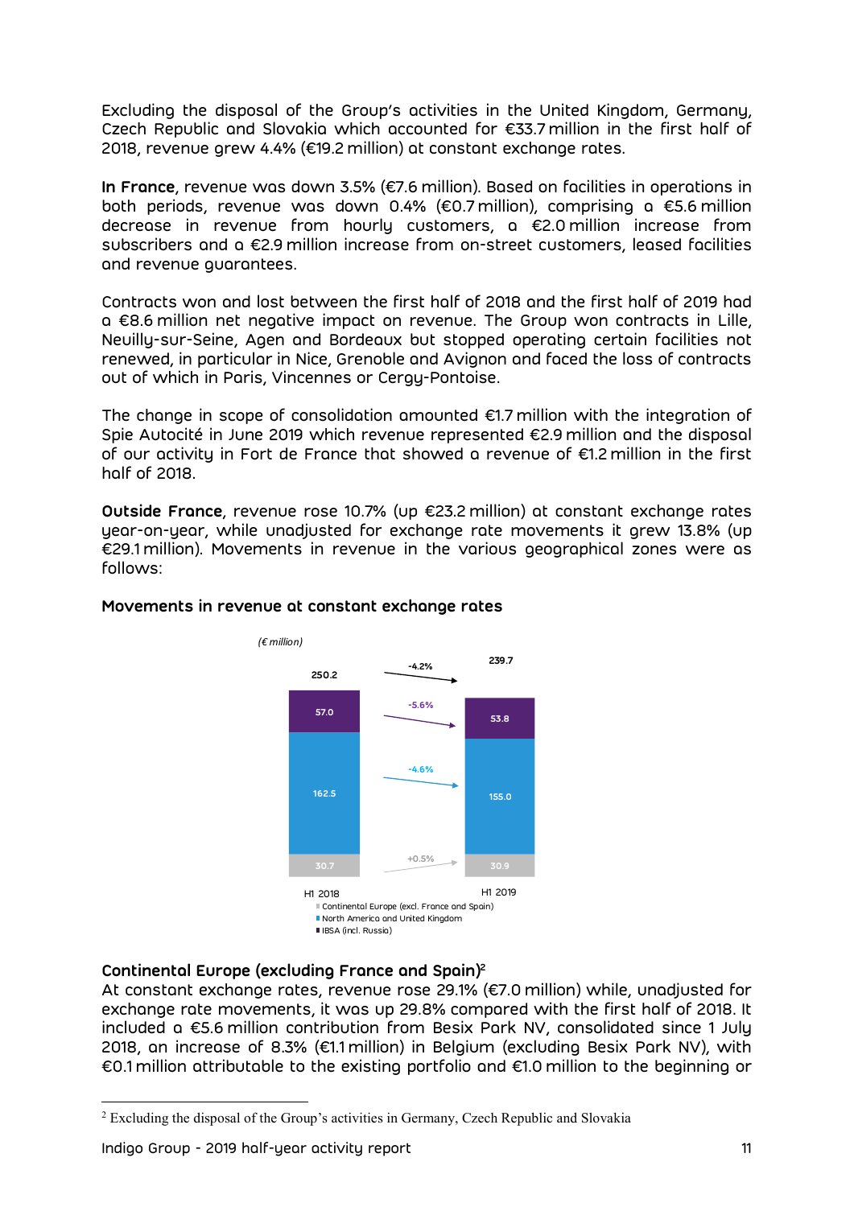Excluding the disposal of the Group's activities in the United Kingdom, Germany, Czech Republic and Slovakia which accounted for €33.7 million in the first half of 2018, revenue grew 4.4% (€19.2 million) at constant exchange rates.

**In France**, revenue was down 3.5% (€7.6 million). Based on facilities in operations in both periods, revenue was down 0.4% (€0.7 million), comprising a €5.6 million decrease in revenue from hourly customers, a €2.0 million increase from subscribers and a €2.9 million increase from on-street customers, leased facilities and revenue guarantees.

Contracts won and lost between the first half of 2018 and the first half of 2019 had a €8.6 million net negative impact on revenue. The Group won contracts in Lille, Neuilly-sur-Seine, Agen and Bordeaux but stopped operating certain facilities not renewed, in particular in Nice, Grenoble and Avignon and faced the loss of contracts out of which in Paris, Vincennes or Cergy-Pontoise.

The change in scope of consolidation amounted €1.7 million with the integration of Spie Autocité in June 2019 which revenue represented €2.9 million and the disposal of our activity in Fort de France that showed a revenue of €1.2 million in the first half of 2018.

**Outside France**, revenue rose 10.7% (up €23.2 million) at constant exchange rates year-on-year, while unadjusted for exchange rate movements it grew 13.8% (up €29.1 million). Movements in revenue in the various geographical zones were as follows:

**Movements in revenue at constant exchange rates**

*(€ million)*

| | H1 2018 | Change | H1 2019 |
|---|---|---|---|
| Continental Europe (excl. France and Spain) | 30.7 | +0.5% | 30.9 |
| North America and United Kingdom | 162.5 | -4.6% | 155.0 |
| IBSA (incl. Russia) | 57.0 | -5.6% | 53.8 |
| Total | 250.2 | -4.2% | 239.7 |

**Continental Europe (excluding France and Spain)**[2]

At constant exchange rates, revenue rose 29.1% (€7.0 million) while, unadjusted for exchange rate movements, it was up 29.8% compared with the first half of 2018. It included a €5.6 million contribution from Besix Park NV, consolidated since 1 July 2018, an increase of 8.3% (€1.1 million) in Belgium (excluding Besix Park NV), with €0.1 million attributable to the existing portfolio and €1.0 million to the beginning or

[2] Excluding the disposal of the Group's activities in Germany, Czech Republic and Slovakia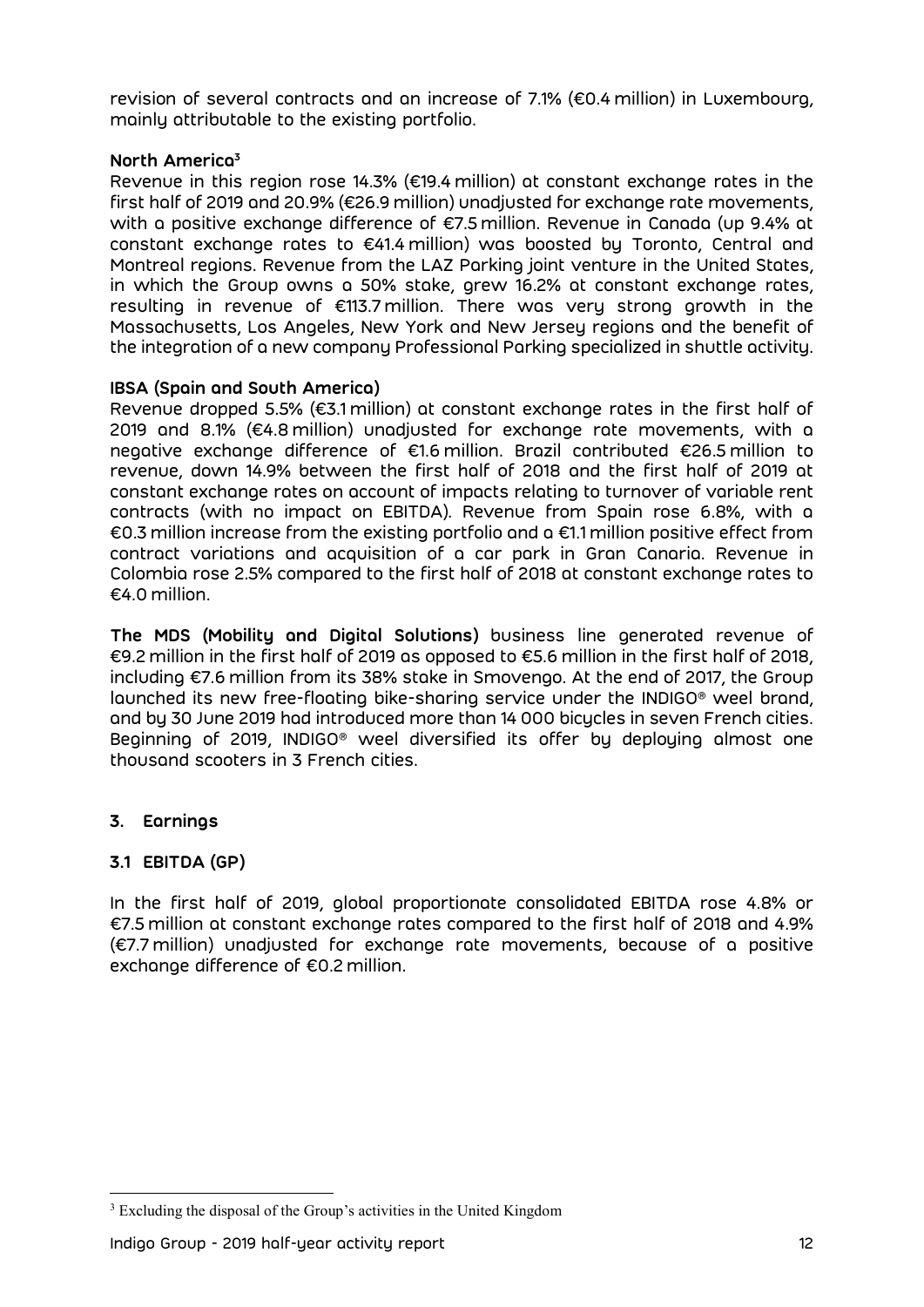revision of several contracts and an increase of 7.1% (€0.4 million) in Luxembourg, mainly attributable to the existing portfolio.

**North America**[3]

Revenue in this region rose 14.3% (€19.4 million) at constant exchange rates in the first half of 2019 and 20.9% (€26.9 million) unadjusted for exchange rate movements, with a positive exchange difference of €7.5 million. Revenue in Canada (up 9.4% at constant exchange rates to €41.4 million) was boosted by Toronto, Central and Montreal regions. Revenue from the LAZ Parking joint venture in the United States, in which the Group owns a 50% stake, grew 16.2% at constant exchange rates, resulting in revenue of €113.7 million. There was very strong growth in the Massachusetts, Los Angeles, New York and New Jersey regions and the benefit of the integration of a new company Professional Parking specialized in shuttle activity.

**IBSA (Spain and South America)**

Revenue dropped 5.5% (€3.1 million) at constant exchange rates in the first half of 2019 and 8.1% (€4.8 million) unadjusted for exchange rate movements, with a negative exchange difference of €1.6 million. Brazil contributed €26.5 million to revenue, down 14.9% between the first half of 2018 and the first half of 2019 at constant exchange rates on account of impacts relating to turnover of variable rent contracts (with no impact on EBITDA). Revenue from Spain rose 6.8%, with a €0.3 million increase from the existing portfolio and a €1.1 million positive effect from contract variations and acquisition of a car park in Gran Canaria. Revenue in Colombia rose 2.5% compared to the first half of 2018 at constant exchange rates to €4.0 million.

**The MDS (Mobility and Digital Solutions)** business line generated revenue of €9.2 million in the first half of 2019 as opposed to €5.6 million in the first half of 2018, including €7.6 million from its 38% stake in Smovengo. At the end of 2017, the Group launched its new free-floating bike-sharing service under the INDIGO® weel brand, and by 30 June 2019 had introduced more than 14 000 bicycles in seven French cities. Beginning of 2019, INDIGO® weel diversified its offer by deploying almost one thousand scooters in 3 French cities.

## 3. Earnings

### 3.1 EBITDA (GP)

In the first half of 2019, global proportionate consolidated EBITDA rose 4.8% or €7.5 million at constant exchange rates compared to the first half of 2018 and 4.9% (€7.7 million) unadjusted for exchange rate movements, because of a positive exchange difference of €0.2 million.

---

[3] Excluding the disposal of the Group's activities in the United Kingdom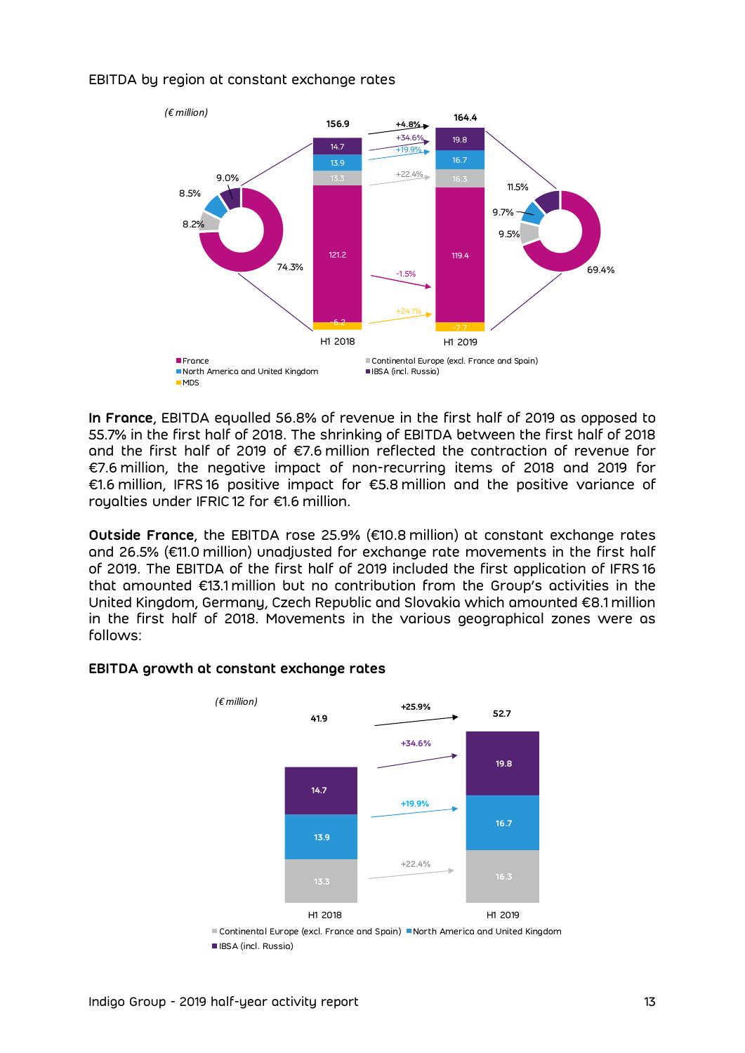EBITDA by region at constant exchange rates

(€ million)

| | H1 2018 | H1 2019 | Change |
|---|---|---|---|
| Total | 156.9 | 164.4 | +4.8% |
| IBSA (incl. Russia) | 14.7 | 19.8 | +34.6% |
| North America and United Kingdom | 13.9 | 16.7 | +19.9% |
| Continental Europe (excl. France and Spain) | 13.3 | 16.3 | +22.4% |
| France | 121.2 | 119.4 | -1.5% |
| MDS | -6.2 | -7.7 | +24.1% |

| Share | H1 2018 | H1 2019 |
|---|---|---|
| France | 74.3% | 69.4% |
| Continental Europe (excl. France and Spain) | 8.2% | 9.5% |
| North America and United Kingdom | 8.5% | 9.7% |
| IBSA (incl. Russia) | 9.0% | 11.5% |

**In France**, EBITDA equalled 56.8% of revenue in the first half of 2019 as opposed to 55.7% in the first half of 2018. The shrinking of EBITDA between the first half of 2018 and the first half of 2019 of €7.6 million reflected the contraction of revenue for €7.6 million, the negative impact of non-recurring items of 2018 and 2019 for €1.6 million, IFRS 16 positive impact for €5.8 million and the positive variance of royalties under IFRIC 12 for €1.6 million.

**Outside France**, the EBITDA rose 25.9% (€10.8 million) at constant exchange rates and 26.5% (€11.0 million) unadjusted for exchange rate movements in the first half of 2019. The EBITDA of the first half of 2019 included the first application of IFRS 16 that amounted €13.1 million but no contribution from the Group's activities in the United Kingdom, Germany, Czech Republic and Slovakia which amounted €8.1 million in the first half of 2018. Movements in the various geographical zones were as follows:

**EBITDA growth at constant exchange rates**

(€ million)

| | H1 2018 | H1 2019 | Change |
|---|---|---|---|
| Total | 41.9 | 52.7 | +25.9% |
| IBSA (incl. Russia) | 14.7 | 19.8 | +34.6% |
| North America and United Kingdom | 13.9 | 16.7 | +19.9% |
| Continental Europe (excl. France and Spain) | 13.3 | 16.3 | +22.4% |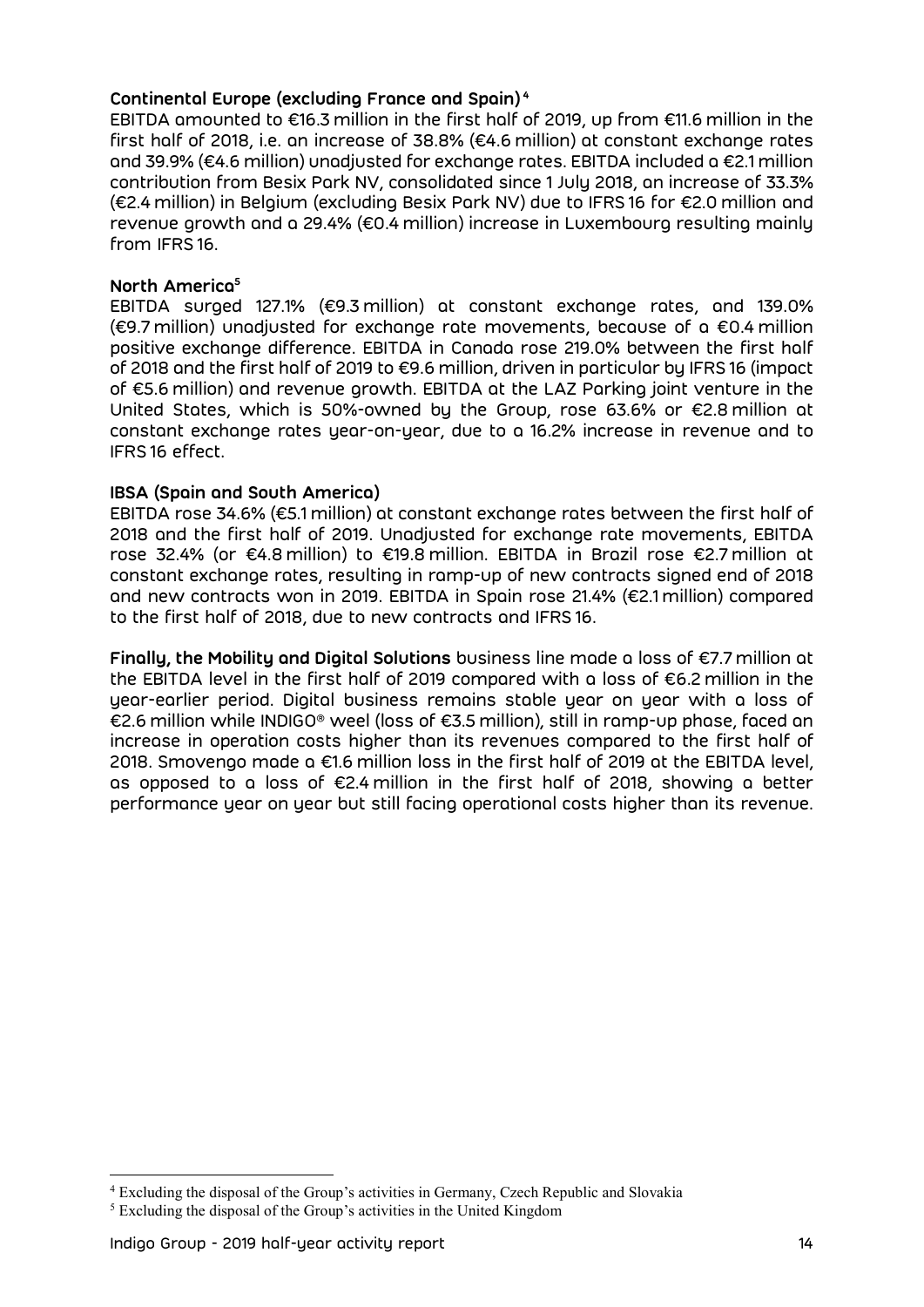### Continental Europe (excluding France and Spain)[4]

EBITDA amounted to €16.3 million in the first half of 2019, up from €11.6 million in the first half of 2018, i.e. an increase of 38.8% (€4.6 million) at constant exchange rates and 39.9% (€4.6 million) unadjusted for exchange rates. EBITDA included a €2.1 million contribution from Besix Park NV, consolidated since 1 July 2018, an increase of 33.3% (€2.4 million) in Belgium (excluding Besix Park NV) due to IFRS 16 for €2.0 million and revenue growth and a 29.4% (€0.4 million) increase in Luxembourg resulting mainly from IFRS 16.

### North America[5]

EBITDA surged 127.1% (€9.3 million) at constant exchange rates, and 139.0% (€9.7 million) unadjusted for exchange rate movements, because of a €0.4 million positive exchange difference. EBITDA in Canada rose 219.0% between the first half of 2018 and the first half of 2019 to €9.6 million, driven in particular by IFRS 16 (impact of €5.6 million) and revenue growth. EBITDA at the LAZ Parking joint venture in the United States, which is 50%-owned by the Group, rose 63.6% or €2.8 million at constant exchange rates year-on-year, due to a 16.2% increase in revenue and to IFRS 16 effect.

### IBSA (Spain and South America)

EBITDA rose 34.6% (€5.1 million) at constant exchange rates between the first half of 2018 and the first half of 2019. Unadjusted for exchange rate movements, EBITDA rose 32.4% (or €4.8 million) to €19.8 million. EBITDA in Brazil rose €2.7 million at constant exchange rates, resulting in ramp-up of new contracts signed end of 2018 and new contracts won in 2019. EBITDA in Spain rose 21.4% (€2.1 million) compared to the first half of 2018, due to new contracts and IFRS 16.

**Finally, the Mobility and Digital Solutions** business line made a loss of €7.7 million at the EBITDA level in the first half of 2019 compared with a loss of €6.2 million in the year-earlier period. Digital business remains stable year on year with a loss of €2.6 million while INDIGO® weel (loss of €3.5 million), still in ramp-up phase, faced an increase in operation costs higher than its revenues compared to the first half of 2018. Smovengo made a €1.6 million loss in the first half of 2019 at the EBITDA level, as opposed to a loss of €2.4 million in the first half of 2018, showing a better performance year on year but still facing operational costs higher than its revenue.

---

[4] Excluding the disposal of the Group's activities in Germany, Czech Republic and Slovakia

[5] Excluding the disposal of the Group's activities in the United Kingdom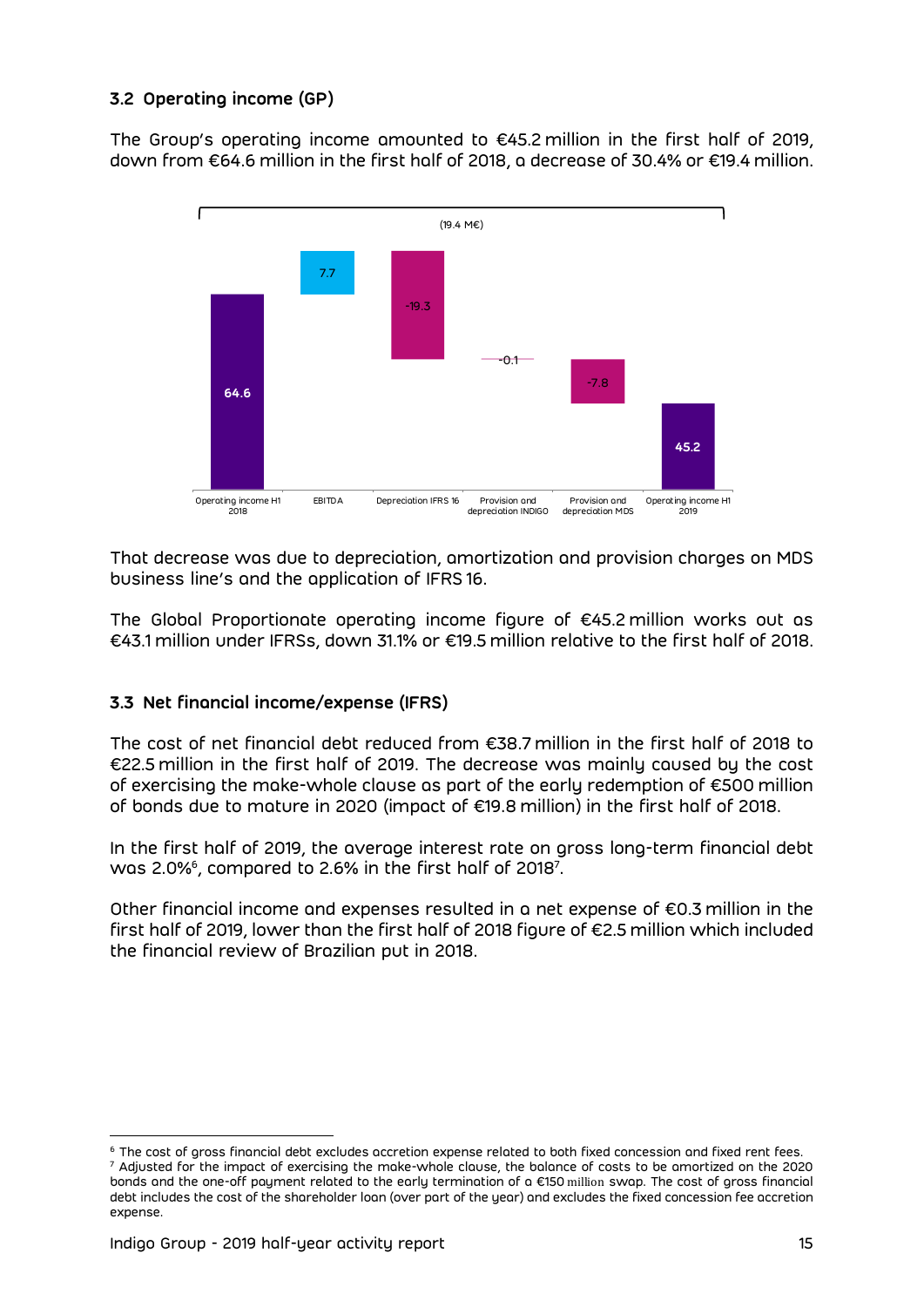### 3.2 Operating income (GP)

The Group's operating income amounted to €45.2 million in the first half of 2019, down from €64.6 million in the first half of 2018, a decrease of 30.4% or €19.4 million.

(19.4 M€)

| Operating income H1 2018 | EBITDA | Depreciation IFRS 16 | Provision and depreciation INDIGO | Provision and depreciation MDS | Operating income H1 2019 |
|---|---|---|---|---|---|
| 64.6 | 7.7 | -19.3 | -0.1 | -7.8 | 45.2 |

That decrease was due to depreciation, amortization and provision charges on MDS business line's and the application of IFRS 16.

The Global Proportionate operating income figure of €45.2 million works out as €43.1 million under IFRSs, down 31.1% or €19.5 million relative to the first half of 2018.

### 3.3 Net financial income/expense (IFRS)

The cost of net financial debt reduced from €38.7 million in the first half of 2018 to €22.5 million in the first half of 2019. The decrease was mainly caused by the cost of exercising the make-whole clause as part of the early redemption of €500 million of bonds due to mature in 2020 (impact of €19.8 million) in the first half of 2018.

In the first half of 2019, the average interest rate on gross long-term financial debt was 2.0%[6], compared to 2.6% in the first half of 2018[7].

Other financial income and expenses resulted in a net expense of €0.3 million in the first half of 2019, lower than the first half of 2018 figure of €2.5 million which included the financial review of Brazilian put in 2018.

---

[6] The cost of gross financial debt excludes accretion expense related to both fixed concession and fixed rent fees.

[7] Adjusted for the impact of exercising the make-whole clause, the balance of costs to be amortized on the 2020 bonds and the one-off payment related to the early termination of a €150 million swap. The cost of gross financial debt includes the cost of the shareholder loan (over part of the year) and excludes the fixed concession fee accretion expense.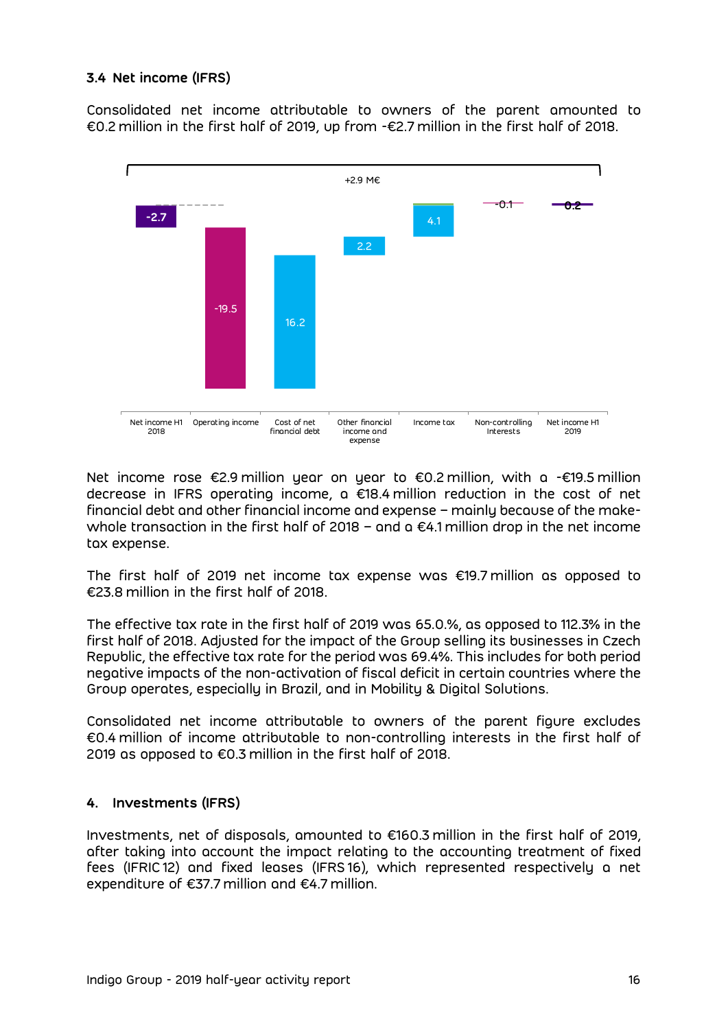### 3.4 Net income (IFRS)

Consolidated net income attributable to owners of the parent amounted to €0.2 million in the first half of 2019, up from -€2.7 million in the first half of 2018.

+2.9 M€

| Net income H1 2018 | Operating income | Cost of net financial debt | Other financial income and expense | Income tax | Non-controlling Interests | Net income H1 2019 |
|---|---|---|---|---|---|---|
| -2.7 | -19.5 | 16.2 | 2.2 | 4.1 | -0.1 | 0.2 |

Net income rose €2.9 million year on year to €0.2 million, with a -€19.5 million decrease in IFRS operating income, a €18.4 million reduction in the cost of net financial debt and other financial income and expense – mainly because of the make-whole transaction in the first half of 2018 – and a €4.1 million drop in the net income tax expense.

The first half of 2019 net income tax expense was €19.7 million as opposed to €23.8 million in the first half of 2018.

The effective tax rate in the first half of 2019 was 65.0.%, as opposed to 112.3% in the first half of 2018. Adjusted for the impact of the Group selling its businesses in Czech Republic, the effective tax rate for the period was 69.4%. This includes for both period negative impacts of the non-activation of fiscal deficit in certain countries where the Group operates, especially in Brazil, and in Mobility & Digital Solutions.

Consolidated net income attributable to owners of the parent figure excludes €0.4 million of income attributable to non-controlling interests in the first half of 2019 as opposed to €0.3 million in the first half of 2018.

## 4. Investments (IFRS)

Investments, net of disposals, amounted to €160.3 million in the first half of 2019, after taking into account the impact relating to the accounting treatment of fixed fees (IFRIC 12) and fixed leases (IFRS 16), which represented respectively a net expenditure of €37.7 million and €4.7 million.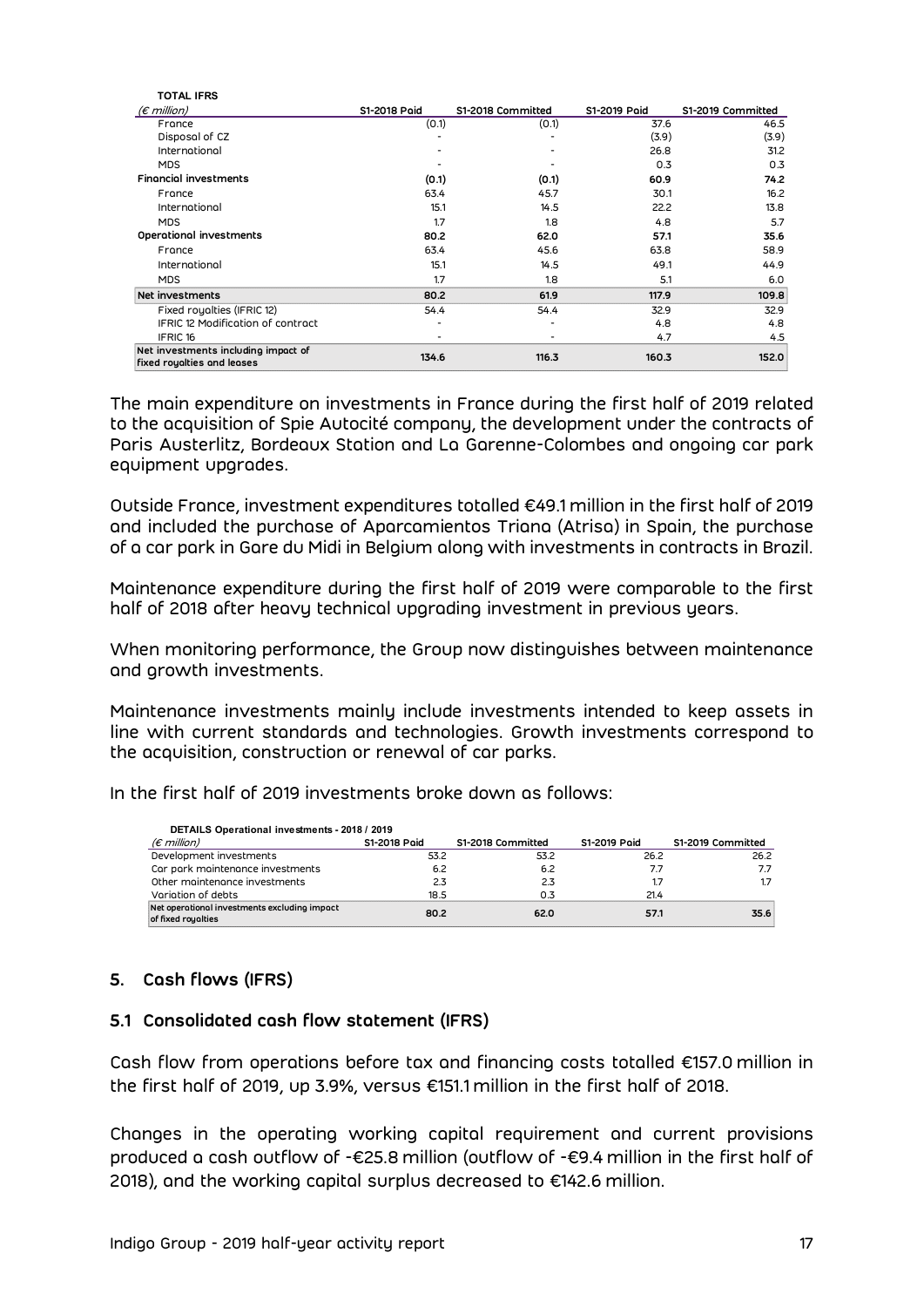| TOTAL IFRS | | | | |
|---|---|---|---|---|
| *(€ million)* | S1-2018 Paid | S1-2018 Committed | S1-2019 Paid | S1-2019 Committed |
| France | (0.1) | (0.1) | 37.6 | 46.5 |
| Disposal of CZ | - | - | (3.9) | (3.9) |
| International | - | - | 26.8 | 31.2 |
| MDS | - | - | 0.3 | 0.3 |
| **Financial investments** | **(0.1)** | **(0.1)** | **60.9** | **74.2** |
| France | 63.4 | 45.7 | 30.1 | 16.2 |
| International | 15.1 | 14.5 | 22.2 | 13.8 |
| MDS | 1.7 | 1.8 | 4.8 | 5.7 |
| **Operational investments** | **80.2** | **62.0** | **57.1** | **35.6** |
| France | 63.4 | 45.6 | 63.8 | 58.9 |
| International | 15.1 | 14.5 | 49.1 | 44.9 |
| MDS | 1.7 | 1.8 | 5.1 | 6.0 |
| **Net investments** | **80.2** | **61.9** | **117.9** | **109.8** |
| Fixed royalties (IFRIC 12) | 54.4 | 54.4 | 32.9 | 32.9 |
| IFRIC 12 Modification of contract | - | - | 4.8 | 4.8 |
| IFRIC 16 | - | - | 4.7 | 4.5 |
| **Net investments including impact of fixed royalties and leases** | **134.6** | **116.3** | **160.3** | **152.0** |

The main expenditure on investments in France during the first half of 2019 related to the acquisition of Spie Autocité company, the development under the contracts of Paris Austerlitz, Bordeaux Station and La Garenne-Colombes and ongoing car park equipment upgrades.

Outside France, investment expenditures totalled €49.1 million in the first half of 2019 and included the purchase of Aparcamientos Triana (Atrisa) in Spain, the purchase of a car park in Gare du Midi in Belgium along with investments in contracts in Brazil.

Maintenance expenditure during the first half of 2019 were comparable to the first half of 2018 after heavy technical upgrading investment in previous years.

When monitoring performance, the Group now distinguishes between maintenance and growth investments.

Maintenance investments mainly include investments intended to keep assets in line with current standards and technologies. Growth investments correspond to the acquisition, construction or renewal of car parks.

In the first half of 2019 investments broke down as follows:

| DETAILS Operational investments - 2018 / 2019 | | | | |
|---|---|---|---|---|
| *(€ million)* | S1-2018 Paid | S1-2018 Committed | S1-2019 Paid | S1-2019 Committed |
| Development investments | 53.2 | 53.2 | 26.2 | 26.2 |
| Car park maintenance investments | 6.2 | 6.2 | 7.7 | 7.7 |
| Other maintenance investments | 2.3 | 2.3 | 1.7 | 1.7 |
| Variation of debts | 18.5 | 0.3 | 21.4 | |
| **Net operational investments excluding impact of fixed royalties** | **80.2** | **62.0** | **57.1** | **35.6** |

## 5. Cash flows (IFRS)

### 5.1 Consolidated cash flow statement (IFRS)

Cash flow from operations before tax and financing costs totalled €157.0 million in the first half of 2019, up 3.9%, versus €151.1 million in the first half of 2018.

Changes in the operating working capital requirement and current provisions produced a cash outflow of -€25.8 million (outflow of -€9.4 million in the first half of 2018), and the working capital surplus decreased to €142.6 million.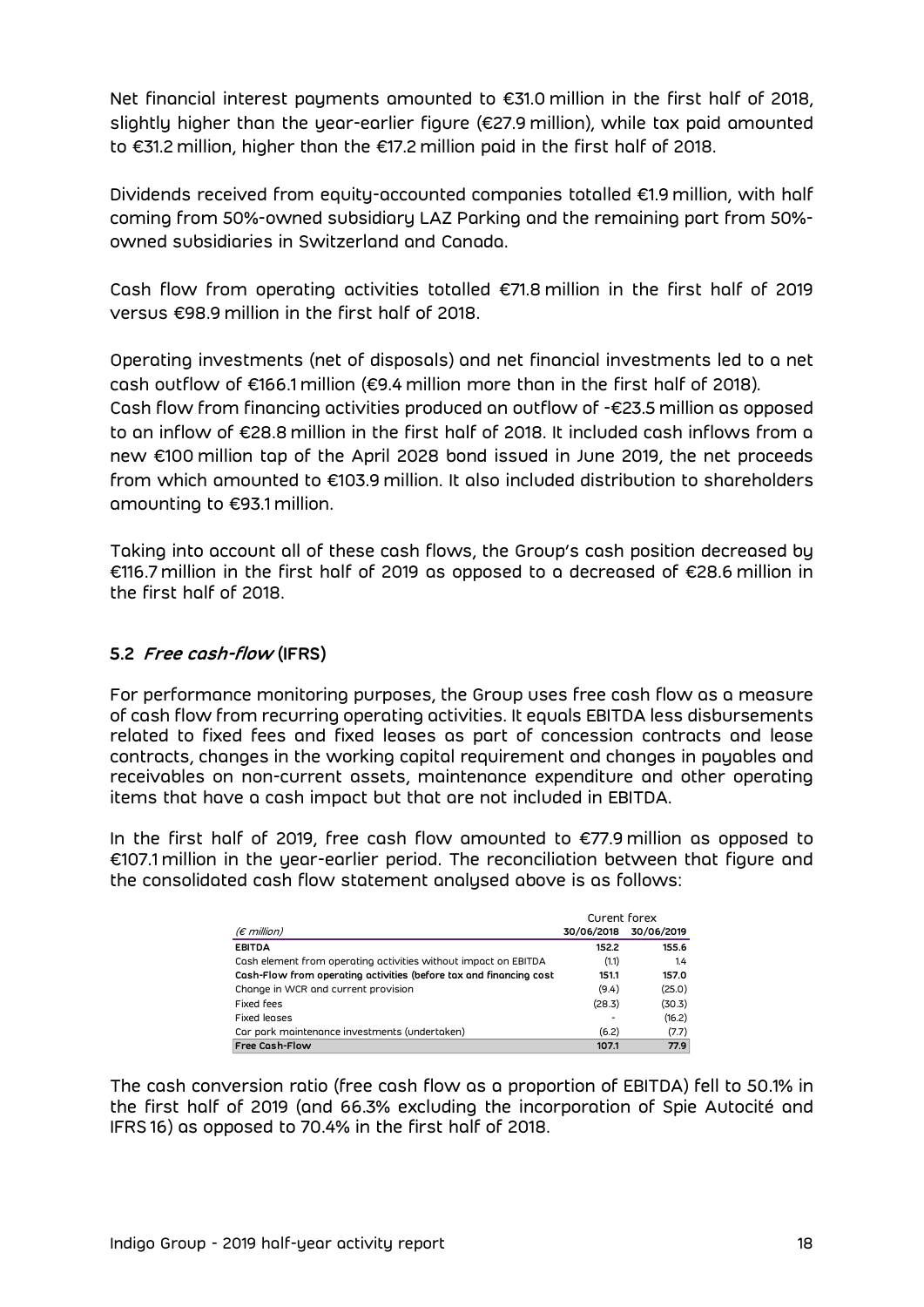Net financial interest payments amounted to €31.0 million in the first half of 2018, slightly higher than the year-earlier figure (€27.9 million), while tax paid amounted to €31.2 million, higher than the €17.2 million paid in the first half of 2018.

Dividends received from equity-accounted companies totalled €1.9 million, with half coming from 50%-owned subsidiary LAZ Parking and the remaining part from 50%-owned subsidiaries in Switzerland and Canada.

Cash flow from operating activities totalled €71.8 million in the first half of 2019 versus €98.9 million in the first half of 2018.

Operating investments (net of disposals) and net financial investments led to a net cash outflow of €166.1 million (€9.4 million more than in the first half of 2018).
Cash flow from financing activities produced an outflow of -€23.5 million as opposed to an inflow of €28.8 million in the first half of 2018. It included cash inflows from a new €100 million tap of the April 2028 bond issued in June 2019, the net proceeds from which amounted to €103.9 million. It also included distribution to shareholders amounting to €93.1 million.

Taking into account all of these cash flows, the Group's cash position decreased by €116.7 million in the first half of 2019 as opposed to a decreased of €28.6 million in the first half of 2018.

### 5.2 *Free cash-flow* (IFRS)

For performance monitoring purposes, the Group uses free cash flow as a measure of cash flow from recurring operating activities. It equals EBITDA less disbursements related to fixed fees and fixed leases as part of concession contracts and lease contracts, changes in the working capital requirement and changes in payables and receivables on non-current assets, maintenance expenditure and other operating items that have a cash impact but that are not included in EBITDA.

In the first half of 2019, free cash flow amounted to €77.9 million as opposed to €107.1 million in the year-earlier period. The reconciliation between that figure and the consolidated cash flow statement analysed above is as follows:

| | Curent forex | |
|---|---|---|
| *(€ million)* | 30/06/2018 | 30/06/2019 |
| **EBITDA** | **152.2** | **155.6** |
| Cash element from operating activities without impact on EBITDA | (1.1) | 1.4 |
| **Cash-Flow from operating activities (before tax and financing cost** | **151.1** | **157.0** |
| Change in WCR and current provision | (9.4) | (25.0) |
| Fixed fees | (28.3) | (30.3) |
| Fixed leases | - | (16.2) |
| Car park maintenance investments (undertaken) | (6.2) | (7.7) |
| **Free Cash-Flow** | **107.1** | **77.9** |

The cash conversion ratio (free cash flow as a proportion of EBITDA) fell to 50.1% in the first half of 2019 (and 66.3% excluding the incorporation of Spie Autocité and IFRS 16) as opposed to 70.4% in the first half of 2018.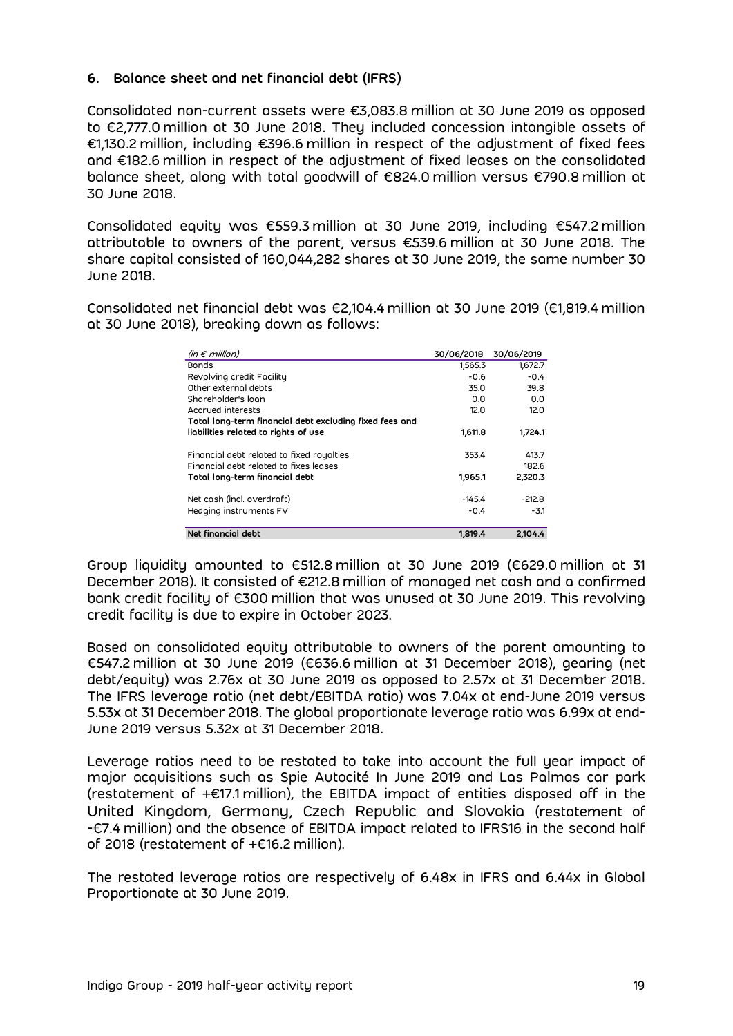## 6. Balance sheet and net financial debt (IFRS)

Consolidated non-current assets were €3,083.8 million at 30 June 2019 as opposed to €2,777.0 million at 30 June 2018. They included concession intangible assets of €1,130.2 million, including €396.6 million in respect of the adjustment of fixed fees and €182.6 million in respect of the adjustment of fixed leases on the consolidated balance sheet, along with total goodwill of €824.0 million versus €790.8 million at 30 June 2018.

Consolidated equity was €559.3 million at 30 June 2019, including €547.2 million attributable to owners of the parent, versus €539.6 million at 30 June 2018. The share capital consisted of 160,044,282 shares at 30 June 2019, the same number 30 June 2018.

Consolidated net financial debt was €2,104.4 million at 30 June 2019 (€1,819.4 million at 30 June 2018), breaking down as follows:

| *(in € million)* | 30/06/2018 | 30/06/2019 |
|---|---|---|
| Bonds | 1,565.3 | 1,672.7 |
| Revolving credit Facility | -0.6 | -0.4 |
| Other external debts | 35.0 | 39.8 |
| Shareholder's loan | 0.0 | 0.0 |
| Accrued interests | 12.0 | 12.0 |
| **Total long-term financial debt excluding fixed fees and liabilities related to rights of use** | **1,611.8** | **1,724.1** |
| Financial debt related to fixed royalties | 353.4 | 413.7 |
| Financial debt related to fixes leases | | 182.6 |
| **Total long-term financial debt** | **1,965.1** | **2,320.3** |
| Net cash (incl. overdraft) | -145.4 | -212.8 |
| Hedging instruments FV | -0.4 | -3.1 |
| **Net financial debt** | **1,819.4** | **2,104.4** |

Group liquidity amounted to €512.8 million at 30 June 2019 (€629.0 million at 31 December 2018). It consisted of €212.8 million of managed net cash and a confirmed bank credit facility of €300 million that was unused at 30 June 2019. This revolving credit facility is due to expire in October 2023.

Based on consolidated equity attributable to owners of the parent amounting to €547.2 million at 30 June 2019 (€636.6 million at 31 December 2018), gearing (net debt/equity) was 2.76x at 30 June 2019 as opposed to 2.57x at 31 December 2018. The IFRS leverage ratio (net debt/EBITDA ratio) was 7.04x at end-June 2019 versus 5.53x at 31 December 2018. The global proportionate leverage ratio was 6.99x at end-June 2019 versus 5.32x at 31 December 2018.

Leverage ratios need to be restated to take into account the full year impact of major acquisitions such as Spie Autocité In June 2019 and Las Palmas car park (restatement of +€17.1 million), the EBITDA impact of entities disposed off in the United Kingdom, Germany, Czech Republic and Slovakia (restatement of -€7.4 million) and the absence of EBITDA impact related to IFRS16 in the second half of 2018 (restatement of +€16.2 million).

The restated leverage ratios are respectively of 6.48x in IFRS and 6.44x in Global Proportionate at 30 June 2019.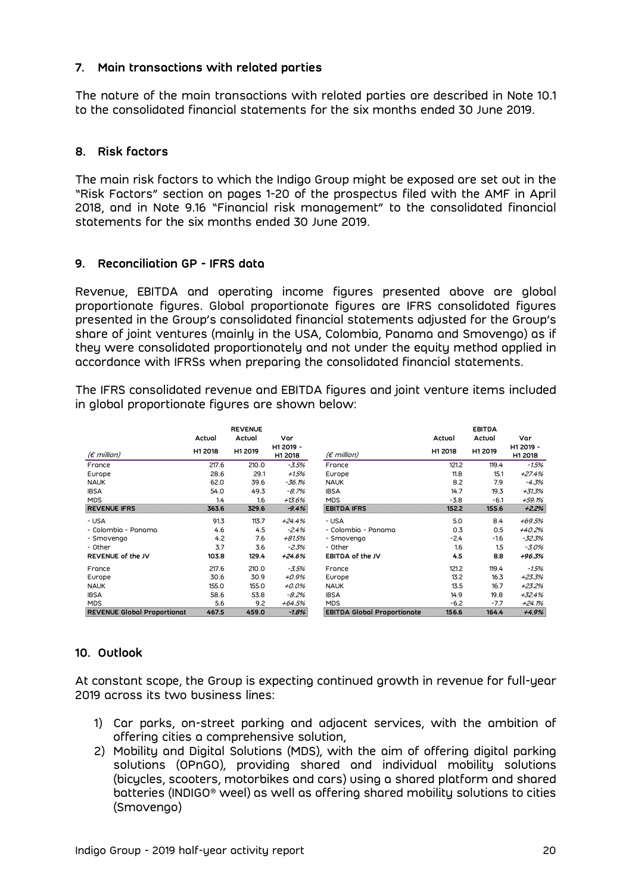## 7. Main transactions with related parties

The nature of the main transactions with related parties are described in Note 10.1 to the consolidated financial statements for the six months ended 30 June 2019.

## 8. Risk factors

The main risk factors to which the Indigo Group might be exposed are set out in the "Risk Factors" section on pages 1-20 of the prospectus filed with the AMF in April 2018, and in Note 9.16 "Financial risk management" to the consolidated financial statements for the six months ended 30 June 2019.

## 9. Reconciliation GP - IFRS data

Revenue, EBITDA and operating income figures presented above are global proportionate figures. Global proportionate figures are IFRS consolidated figures presented in the Group's consolidated financial statements adjusted for the Group's share of joint ventures (mainly in the USA, Colombia, Panama and Smovengo) as if they were consolidated proportionately and not under the equity method applied in accordance with IFRSs when preparing the consolidated financial statements.

The IFRS consolidated revenue and EBITDA figures and joint venture items included in global proportionate figures are shown below:

| | REVENUE | | |
|---|---|---|---|
| *(€ million)* | Actual H1 2018 | Actual H1 2019 | Var H1 2019 - H1 2018 |
| France | 217.6 | 210.0 | *-3.5%* |
| Europe | 28.6 | 29.1 | *+1.5%* |
| NAUK | 62.0 | 39.6 | *-36.1%* |
| IBSA | 54.0 | 49.3 | *-8.7%* |
| MDS | 1.4 | 1.6 | *+13.6%* |
| **REVENUE IFRS** | **363.6** | **329.6** | ***-9.4%*** |
| - USA | 91.3 | 113.7 | *+24.4%* |
| - Colombia - Panama | 4.6 | 4.5 | *-2.4%* |
| - Smovengo | 4.2 | 7.6 | *+81.5%* |
| - Other | 3.7 | 3.6 | *-2.3%* |
| **REVENUE of the JV** | **103.8** | **129.4** | ***+24.6%*** |
| France | 217.6 | 210.0 | *-3.5%* |
| Europe | 30.6 | 30.9 | *+0.9%* |
| NAUK | 155.0 | 155.0 | *+0.0%* |
| IBSA | 58.6 | 53.8 | *-8.2%* |
| MDS | 5.6 | 9.2 | *+64.5%* |
| **REVENUE Global Proportionat** | **467.5** | **459.0** | ***-1.8%*** |

| | EBITDA | | |
|---|---|---|---|
| *(€ million)* | Actual H1 2018 | Actual H1 2019 | Var H1 2019 - H1 2018 |
| France | 121.2 | 119.4 | *-1.5%* |
| Europe | 11.8 | 15.1 | *+27.4%* |
| NAUK | 8.2 | 7.9 | *-4.3%* |
| IBSA | 14.7 | 19.3 | *+31.3%* |
| MDS | -3.8 | -6.1 | *+59.1%* |
| **EBITDA IFRS** | **152.2** | **155.6** | ***+2.2%*** |
| - USA | 5.0 | 8.4 | *+69.5%* |
| - Colombia - Panama | 0.3 | 0.5 | *+40.2%* |
| - Smovengo | -2.4 | -1.6 | *-32.3%* |
| - Other | 1.6 | 1.5 | *-3.0%* |
| **EBITDA of the JV** | **4.5** | **8.8** | ***+96.3%*** |
| France | 121.2 | 119.4 | *-1.5%* |
| Europe | 13.2 | 16.3 | *+23.3%* |
| NAUK | 13.5 | 16.7 | *+23.2%* |
| IBSA | 14.9 | 19.8 | *+32.4%* |
| MDS | -6.2 | -7.7 | *+24.1%* |
| **EBITDA Global Proportionate** | **156.6** | **164.4** | ***+4.9%*** |

## 10. Outlook

At constant scope, the Group is expecting continued growth in revenue for full-year 2019 across its two business lines:

1) Car parks, on-street parking and adjacent services, with the ambition of offering cities a comprehensive solution,
2) Mobility and Digital Solutions (MDS), with the aim of offering digital parking solutions (OPnGO), providing shared and individual mobility solutions (bicycles, scooters, motorbikes and cars) using a shared platform and shared batteries (INDIGO® weel) as well as offering shared mobility solutions to cities (Smovengo)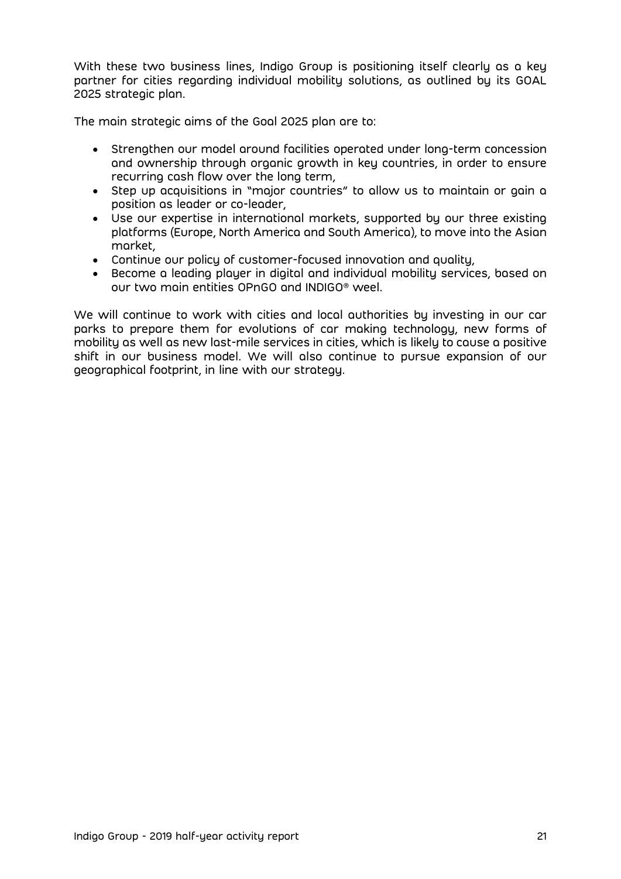With these two business lines, Indigo Group is positioning itself clearly as a key partner for cities regarding individual mobility solutions, as outlined by its GOAL 2025 strategic plan.

The main strategic aims of the Goal 2025 plan are to:

- Strengthen our model around facilities operated under long-term concession and ownership through organic growth in key countries, in order to ensure recurring cash flow over the long term,
- Step up acquisitions in "major countries" to allow us to maintain or gain a position as leader or co-leader,
- Use our expertise in international markets, supported by our three existing platforms (Europe, North America and South America), to move into the Asian market,
- Continue our policy of customer-focused innovation and quality,
- Become a leading player in digital and individual mobility services, based on our two main entities OPnGO and INDIGO® weel.

We will continue to work with cities and local authorities by investing in our car parks to prepare them for evolutions of car making technology, new forms of mobility as well as new last-mile services in cities, which is likely to cause a positive shift in our business model. We will also continue to pursue expansion of our geographical footprint, in line with our strategy.